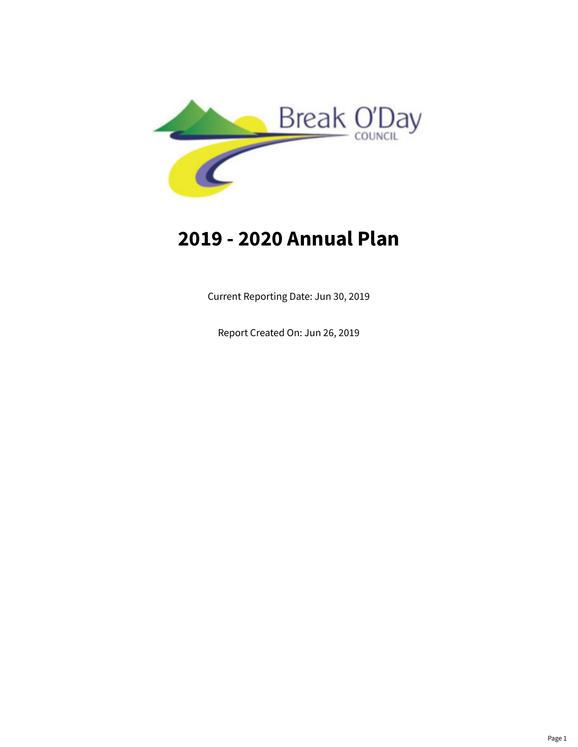Break O'Day COUNCIL

# 2019 - 2020 Annual Plan

Current Reporting Date: Jun 30, 2019

Report Created On: Jun 26, 2019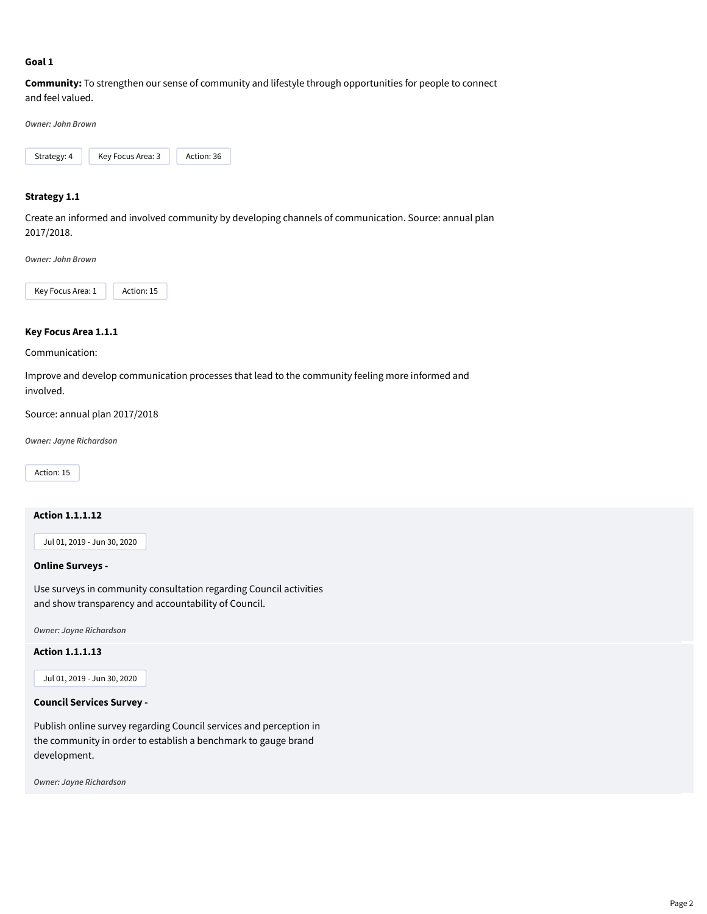### Goal 1

**Community:** To strengthen our sense of community and lifestyle through opportunities for people to connect and feel valued.

*Owner: John Brown*

Strategy: 4 | Key Focus Area: 3 | Action: 36

### Strategy 1.1

Create an informed and involved community by developing channels of communication. Source: annual plan 2017/2018.

*Owner: John Brown*

Key Focus Area: 1 | Action: 15

### Key Focus Area 1.1.1

Communication:

Improve and develop communication processes that lead to the community feeling more informed and involved.

Source: annual plan 2017/2018

*Owner: Jayne Richardson*

Action: 15

#### Action 1.1.1.12

Jul 01, 2019 - Jun 30, 2020

**Online Surveys -**

Use surveys in community consultation regarding Council activities and show transparency and accountability of Council.

*Owner: Jayne Richardson*

#### Action 1.1.1.13

Jul 01, 2019 - Jun 30, 2020

**Council Services Survey -**

Publish online survey regarding Council services and perception in the community in order to establish a benchmark to gauge brand development.

*Owner: Jayne Richardson*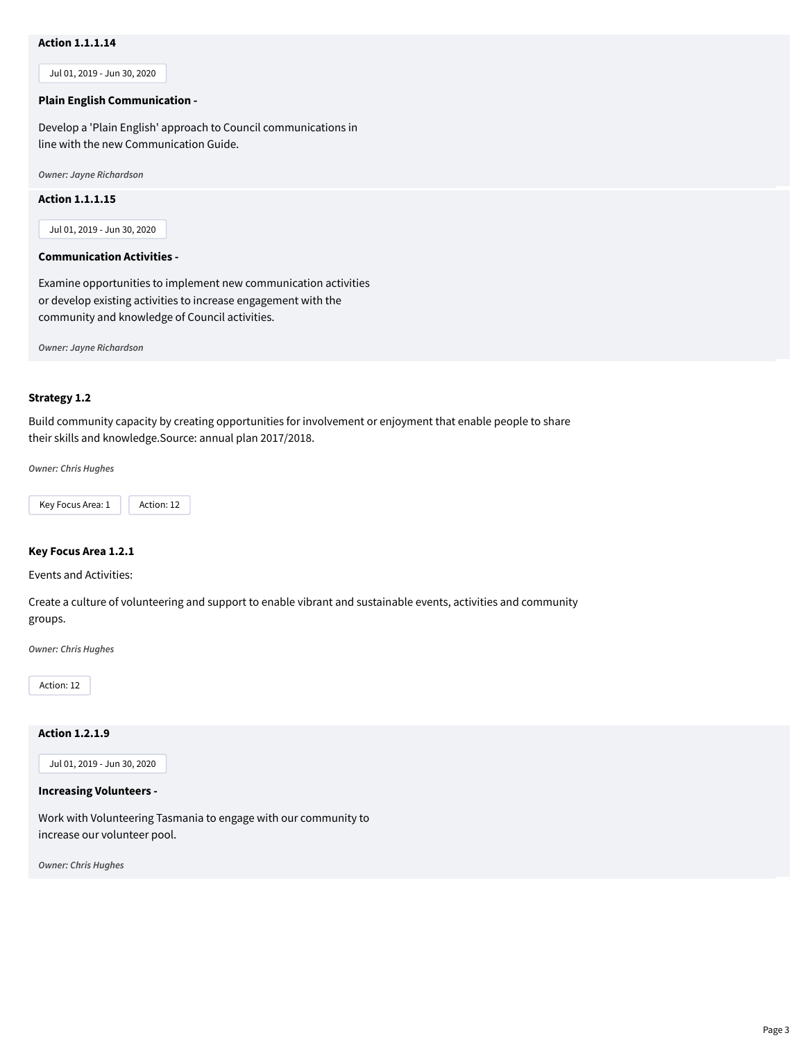**Action 1.1.1.14**

Jul 01, 2019 - Jun 30, 2020

**Plain English Communication -**

Develop a 'Plain English' approach to Council communications in line with the new Communication Guide.

*Owner: Jayne Richardson*

**Action 1.1.1.15**

Jul 01, 2019 - Jun 30, 2020

**Communication Activities -**

Examine opportunities to implement new communication activities or develop existing activities to increase engagement with the community and knowledge of Council activities.

*Owner: Jayne Richardson*

### Strategy 1.2

Build community capacity by creating opportunities for involvement or enjoyment that enable people to share their skills and knowledge.Source: annual plan 2017/2018.

*Owner: Chris Hughes*

Key Focus Area: 1 | Action: 12

### Key Focus Area 1.2.1

Events and Activities:

Create a culture of volunteering and support to enable vibrant and sustainable events, activities and community groups.

*Owner: Chris Hughes*

Action: 12

**Action 1.2.1.9**

Jul 01, 2019 - Jun 30, 2020

**Increasing Volunteers -**

Work with Volunteering Tasmania to engage with our community to increase our volunteer pool.

*Owner: Chris Hughes*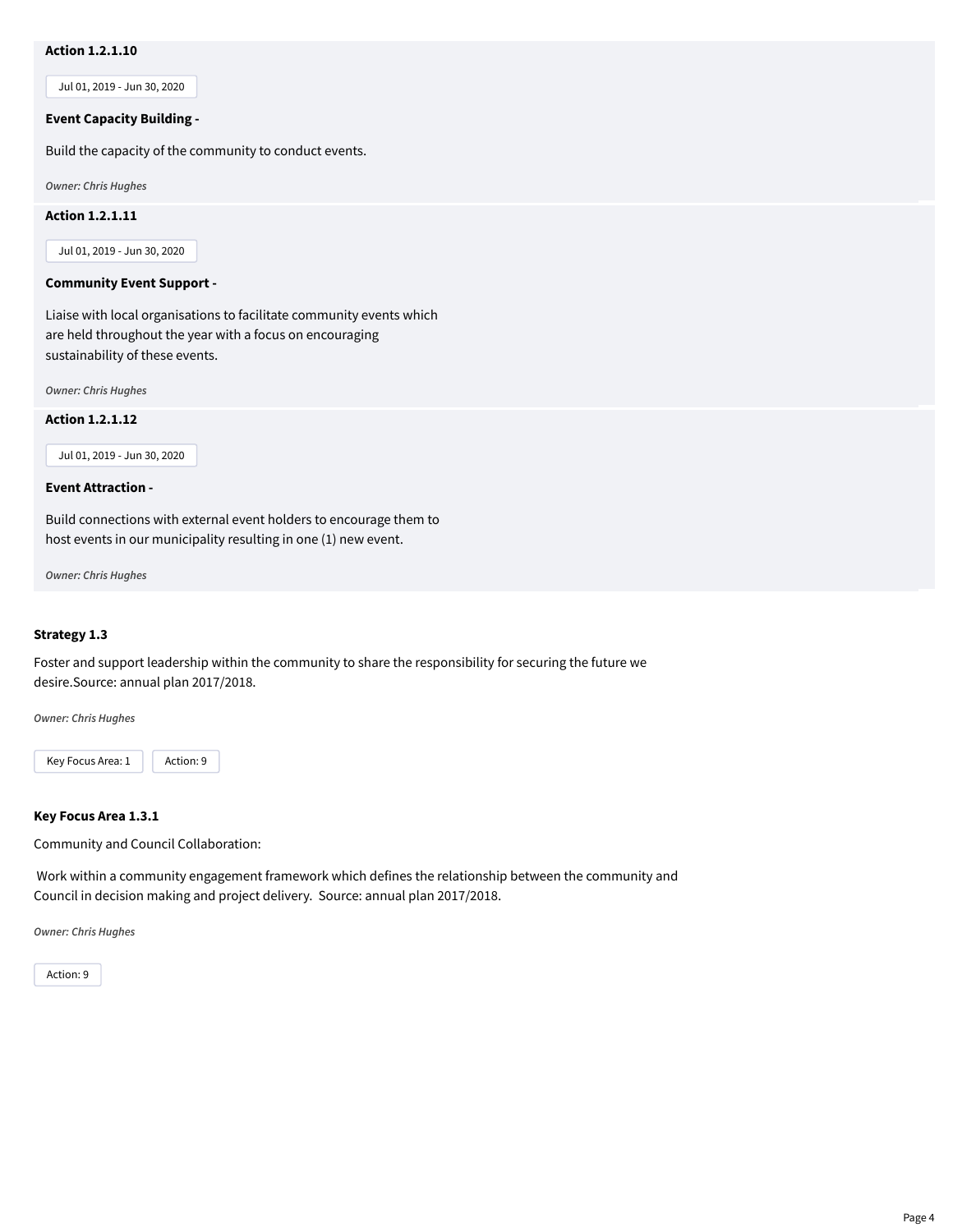**Action 1.2.1.10**

Jul 01, 2019 - Jun 30, 2020

**Event Capacity Building -**

Build the capacity of the community to conduct events.

*Owner: Chris Hughes*

**Action 1.2.1.11**

Jul 01, 2019 - Jun 30, 2020

**Community Event Support -**

Liaise with local organisations to facilitate community events which are held throughout the year with a focus on encouraging sustainability of these events.

*Owner: Chris Hughes*

**Action 1.2.1.12**

Jul 01, 2019 - Jun 30, 2020

**Event Attraction -**

Build connections with external event holders to encourage them to host events in our municipality resulting in one (1) new event.

*Owner: Chris Hughes*

**Strategy 1.3**

Foster and support leadership within the community to share the responsibility for securing the future we desire.Source: annual plan 2017/2018.

*Owner: Chris Hughes*

Key Focus Area: 1 | Action: 9

**Key Focus Area 1.3.1**

Community and Council Collaboration:

Work within a community engagement framework which defines the relationship between the community and Council in decision making and project delivery. Source: annual plan 2017/2018.

*Owner: Chris Hughes*

Action: 9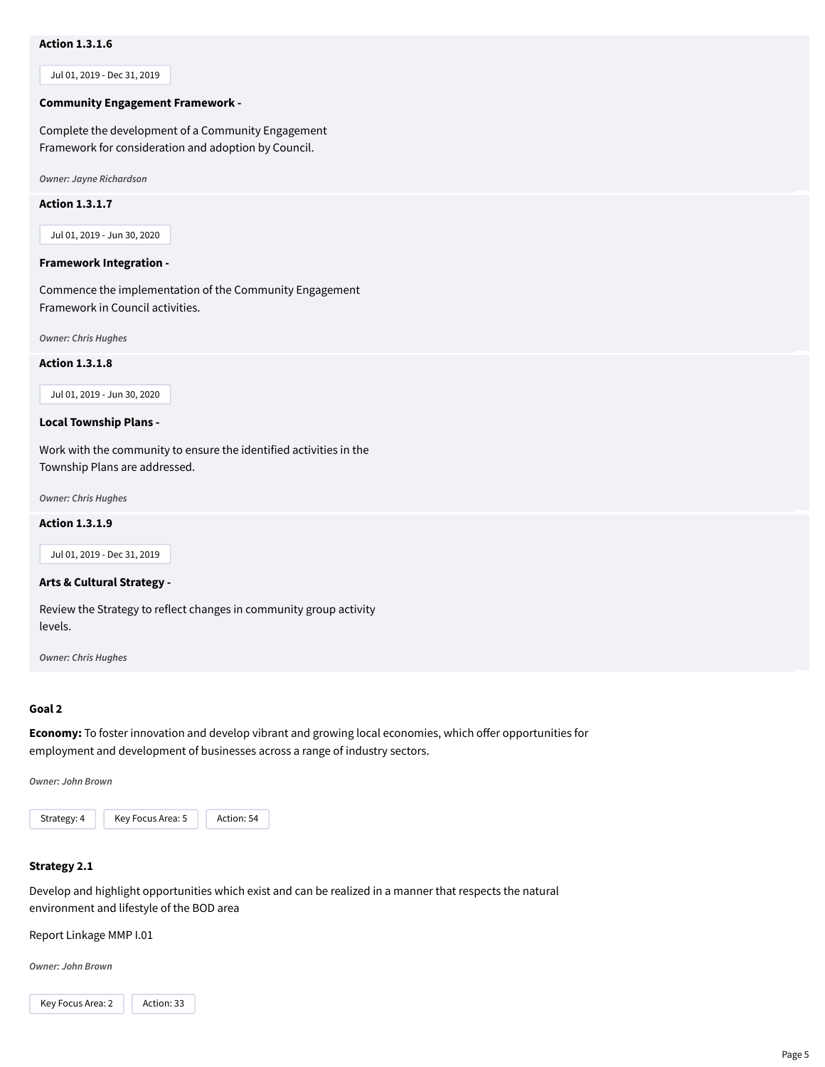**Action 1.3.1.6**

Jul 01, 2019 - Dec 31, 2019

**Community Engagement Framework -**

Complete the development of a Community Engagement Framework for consideration and adoption by Council.

*Owner: Jayne Richardson*

**Action 1.3.1.7**

Jul 01, 2019 - Jun 30, 2020

**Framework Integration -**

Commence the implementation of the Community Engagement Framework in Council activities.

*Owner: Chris Hughes*

**Action 1.3.1.8**

Jul 01, 2019 - Jun 30, 2020

**Local Township Plans -**

Work with the community to ensure the identified activities in the Township Plans are addressed.

*Owner: Chris Hughes*

**Action 1.3.1.9**

Jul 01, 2019 - Dec 31, 2019

**Arts & Cultural Strategy -**

Review the Strategy to reflect changes in community group activity levels.

*Owner: Chris Hughes*

## Goal 2

**Economy:** To foster innovation and develop vibrant and growing local economies, which offer opportunities for employment and development of businesses across a range of industry sectors.

*Owner: John Brown*

Strategy: 4 | Key Focus Area: 5 | Action: 54

### Strategy 2.1

Develop and highlight opportunities which exist and can be realized in a manner that respects the natural environment and lifestyle of the BOD area

Report Linkage MMP I.01

*Owner: John Brown*

Key Focus Area: 2 | Action: 33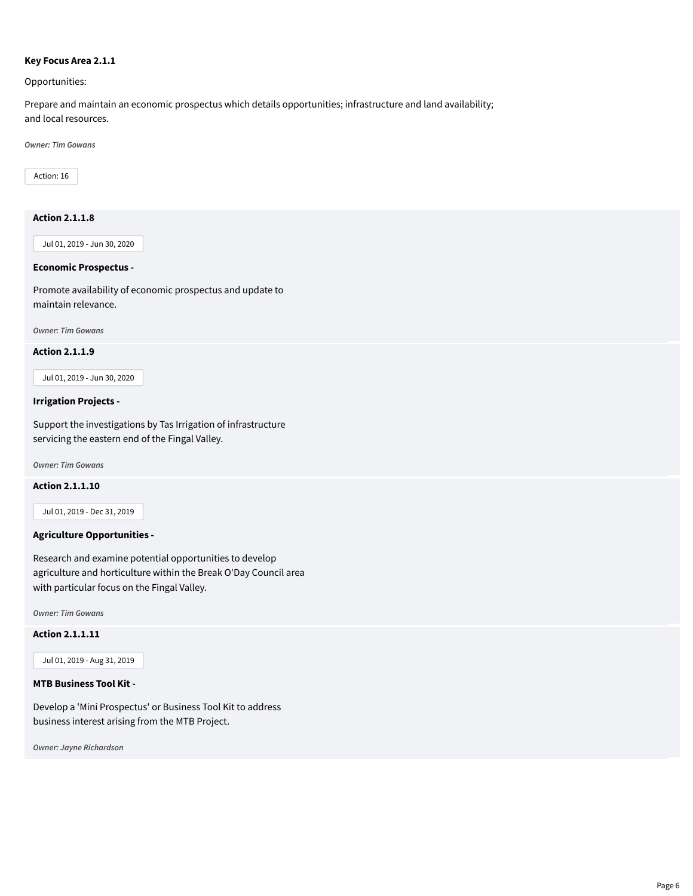**Key Focus Area 2.1.1**

Opportunities:

Prepare and maintain an economic prospectus which details opportunities; infrastructure and land availability; and local resources.

*Owner: Tim Gowans*

Action: 16

**Action 2.1.1.8**

Jul 01, 2019 - Jun 30, 2020

**Economic Prospectus -**

Promote availability of economic prospectus and update to maintain relevance.

*Owner: Tim Gowans*

**Action 2.1.1.9**

Jul 01, 2019 - Jun 30, 2020

**Irrigation Projects -**

Support the investigations by Tas Irrigation of infrastructure servicing the eastern end of the Fingal Valley.

*Owner: Tim Gowans*

**Action 2.1.1.10**

Jul 01, 2019 - Dec 31, 2019

**Agriculture Opportunities -**

Research and examine potential opportunities to develop agriculture and horticulture within the Break O'Day Council area with particular focus on the Fingal Valley.

*Owner: Tim Gowans*

**Action 2.1.1.11**

Jul 01, 2019 - Aug 31, 2019

**MTB Business Tool Kit -**

Develop a 'Mini Prospectus' or Business Tool Kit to address business interest arising from the MTB Project.

*Owner: Jayne Richardson*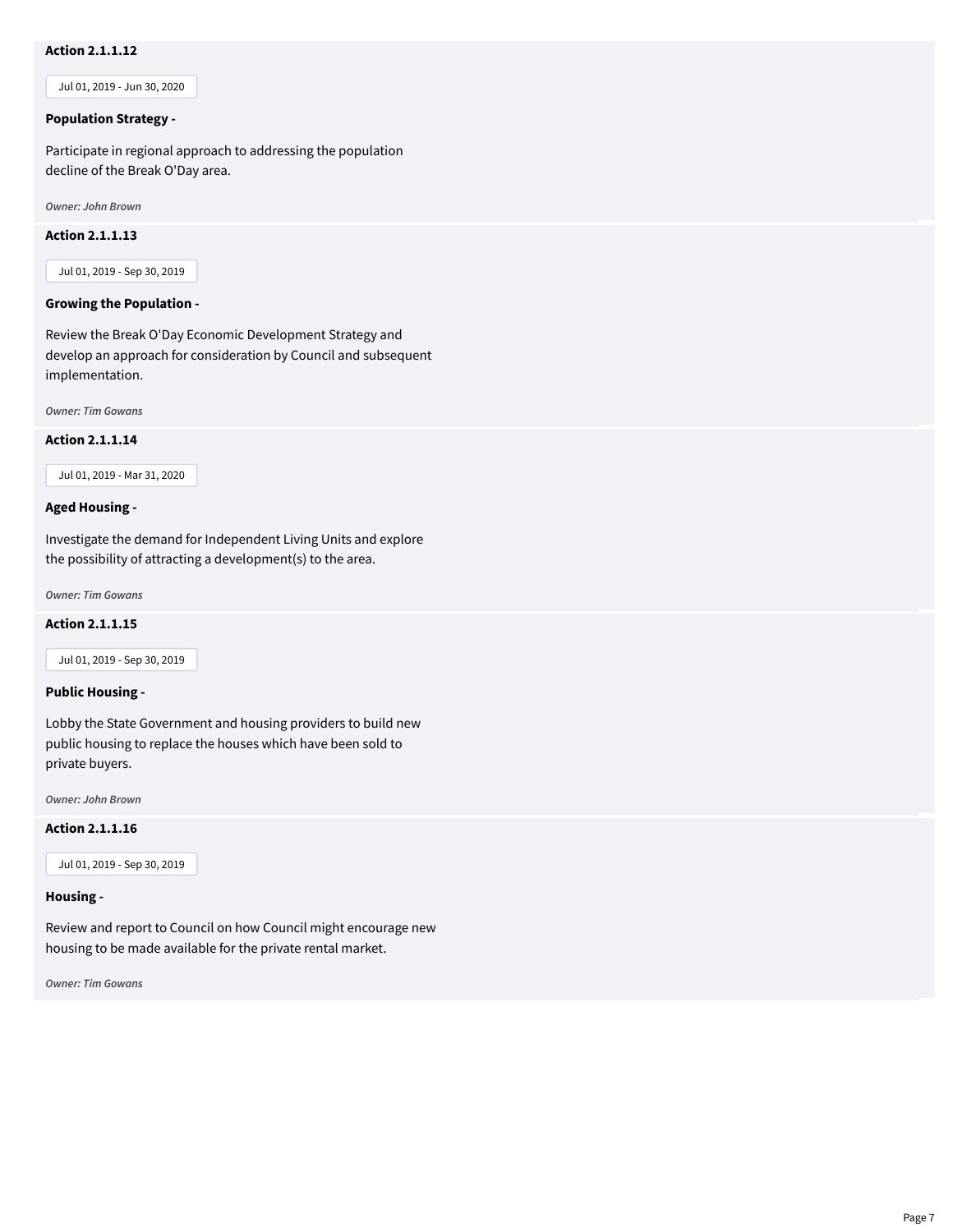**Action 2.1.1.12**

Jul 01, 2019 - Jun 30, 2020

**Population Strategy -**

Participate in regional approach to addressing the population decline of the Break O'Day area.

*Owner: John Brown*

**Action 2.1.1.13**

Jul 01, 2019 - Sep 30, 2019

**Growing the Population -**

Review the Break O'Day Economic Development Strategy and develop an approach for consideration by Council and subsequent implementation.

*Owner: Tim Gowans*

**Action 2.1.1.14**

Jul 01, 2019 - Mar 31, 2020

**Aged Housing -**

Investigate the demand for Independent Living Units and explore the possibility of attracting a development(s) to the area.

*Owner: Tim Gowans*

**Action 2.1.1.15**

Jul 01, 2019 - Sep 30, 2019

**Public Housing -**

Lobby the State Government and housing providers to build new public housing to replace the houses which have been sold to private buyers.

*Owner: John Brown*

**Action 2.1.1.16**

Jul 01, 2019 - Sep 30, 2019

**Housing -**

Review and report to Council on how Council might encourage new housing to be made available for the private rental market.

*Owner: Tim Gowans*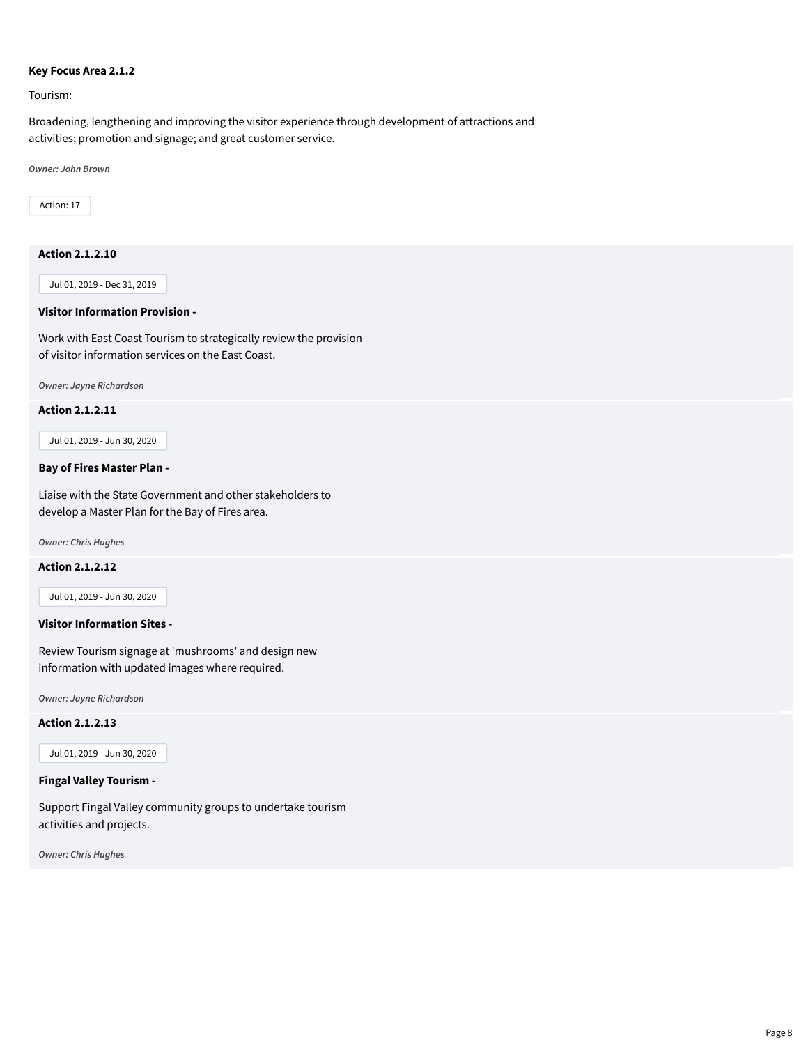**Key Focus Area 2.1.2**

Tourism:

Broadening, lengthening and improving the visitor experience through development of attractions and activities; promotion and signage; and great customer service.

*Owner: John Brown*

Action: 17

**Action 2.1.2.10**

Jul 01, 2019 - Dec 31, 2019

**Visitor Information Provision -**

Work with East Coast Tourism to strategically review the provision of visitor information services on the East Coast.

*Owner: Jayne Richardson*

**Action 2.1.2.11**

Jul 01, 2019 - Jun 30, 2020

**Bay of Fires Master Plan -**

Liaise with the State Government and other stakeholders to develop a Master Plan for the Bay of Fires area.

*Owner: Chris Hughes*

**Action 2.1.2.12**

Jul 01, 2019 - Jun 30, 2020

**Visitor Information Sites -**

Review Tourism signage at 'mushrooms' and design new information with updated images where required.

*Owner: Jayne Richardson*

**Action 2.1.2.13**

Jul 01, 2019 - Jun 30, 2020

**Fingal Valley Tourism -**

Support Fingal Valley community groups to undertake tourism activities and projects.

*Owner: Chris Hughes*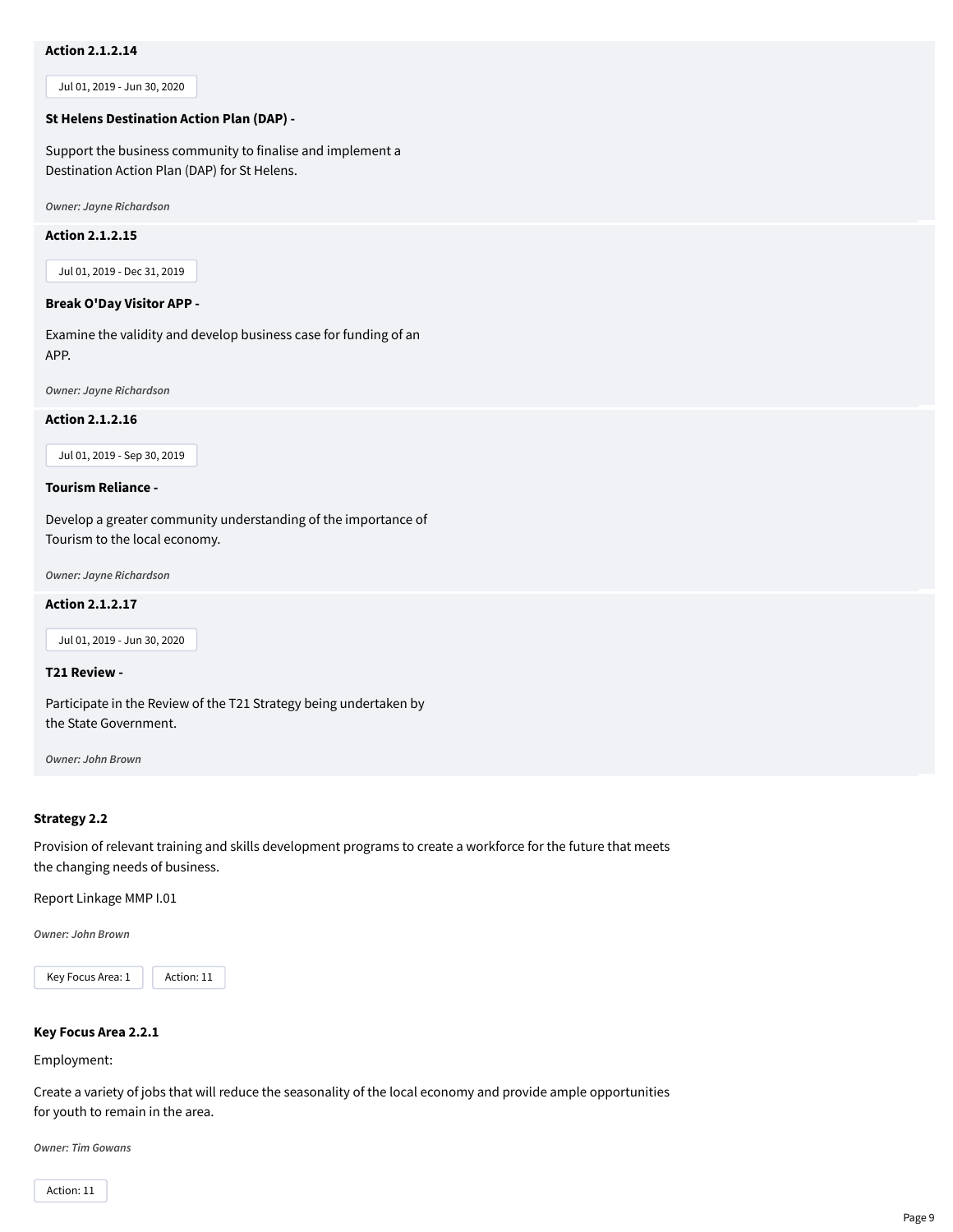**Action 2.1.2.14**

Jul 01, 2019 - Jun 30, 2020

**St Helens Destination Action Plan (DAP) -**

Support the business community to finalise and implement a Destination Action Plan (DAP) for St Helens.

*Owner: Jayne Richardson*

**Action 2.1.2.15**

Jul 01, 2019 - Dec 31, 2019

**Break O'Day Visitor APP -**

Examine the validity and develop business case for funding of an APP.

*Owner: Jayne Richardson*

**Action 2.1.2.16**

Jul 01, 2019 - Sep 30, 2019

**Tourism Reliance -**

Develop a greater community understanding of the importance of Tourism to the local economy.

*Owner: Jayne Richardson*

**Action 2.1.2.17**

Jul 01, 2019 - Jun 30, 2020

**T21 Review -**

Participate in the Review of the T21 Strategy being undertaken by the State Government.

*Owner: John Brown*

**Strategy 2.2**

Provision of relevant training and skills development programs to create a workforce for the future that meets the changing needs of business.

Report Linkage MMP I.01

*Owner: John Brown*

Key Focus Area: 1 | Action: 11

**Key Focus Area 2.2.1**

Employment:

Create a variety of jobs that will reduce the seasonality of the local economy and provide ample opportunities for youth to remain in the area.

*Owner: Tim Gowans*

Action: 11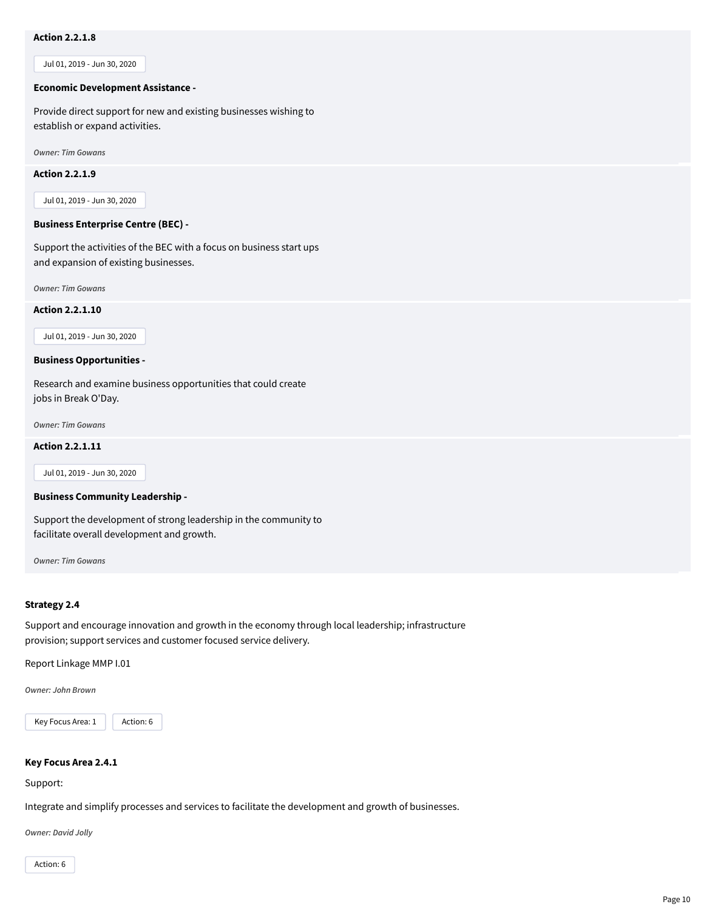**Action 2.2.1.8**

Jul 01, 2019 - Jun 30, 2020

**Economic Development Assistance -**

Provide direct support for new and existing businesses wishing to establish or expand activities.

*Owner: Tim Gowans*

**Action 2.2.1.9**

Jul 01, 2019 - Jun 30, 2020

**Business Enterprise Centre (BEC) -**

Support the activities of the BEC with a focus on business start ups and expansion of existing businesses.

*Owner: Tim Gowans*

**Action 2.2.1.10**

Jul 01, 2019 - Jun 30, 2020

**Business Opportunities -**

Research and examine business opportunities that could create jobs in Break O'Day.

*Owner: Tim Gowans*

**Action 2.2.1.11**

Jul 01, 2019 - Jun 30, 2020

**Business Community Leadership -**

Support the development of strong leadership in the community to facilitate overall development and growth.

*Owner: Tim Gowans*

**Strategy 2.4**

Support and encourage innovation and growth in the economy through local leadership; infrastructure provision; support services and customer focused service delivery.

Report Linkage MMP I.01

*Owner: John Brown*

Key Focus Area: 1 | Action: 6

**Key Focus Area 2.4.1**

Support:

Integrate and simplify processes and services to facilitate the development and growth of businesses.

*Owner: David Jolly*

Action: 6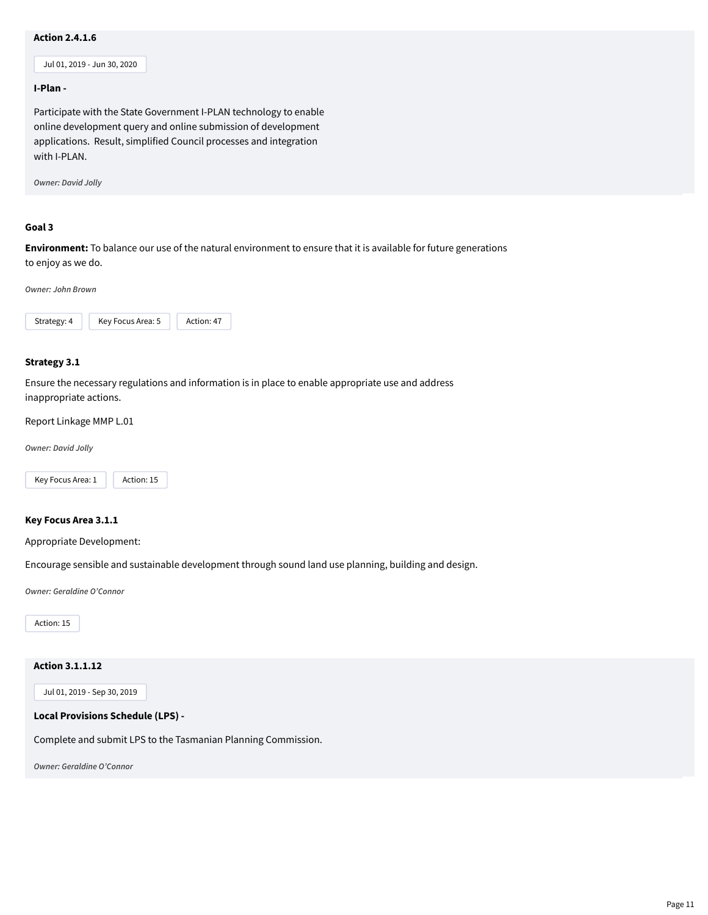### Action 2.4.1.6

Jul 01, 2019 - Jun 30, 2020

**I-Plan -**

Participate with the State Government I-PLAN technology to enable online development query and online submission of development applications.  Result, simplified Council processes and integration with I-PLAN.

*Owner: David Jolly*

## Goal 3

**Environment:** To balance our use of the natural environment to ensure that it is available for future generations to enjoy as we do.

*Owner: John Brown*

Strategy: 4 | Key Focus Area: 5 | Action: 47

### Strategy 3.1

Ensure the necessary regulations and information is in place to enable appropriate use and address inappropriate actions.

Report Linkage MMP L.01

*Owner: David Jolly*

Key Focus Area: 1 | Action: 15

### Key Focus Area 3.1.1

Appropriate Development:

Encourage sensible and sustainable development through sound land use planning, building and design.

*Owner: Geraldine O'Connor*

Action: 15

### Action 3.1.1.12

Jul 01, 2019 - Sep 30, 2019

**Local Provisions Schedule (LPS) -**

Complete and submit LPS to the Tasmanian Planning Commission.

*Owner: Geraldine O'Connor*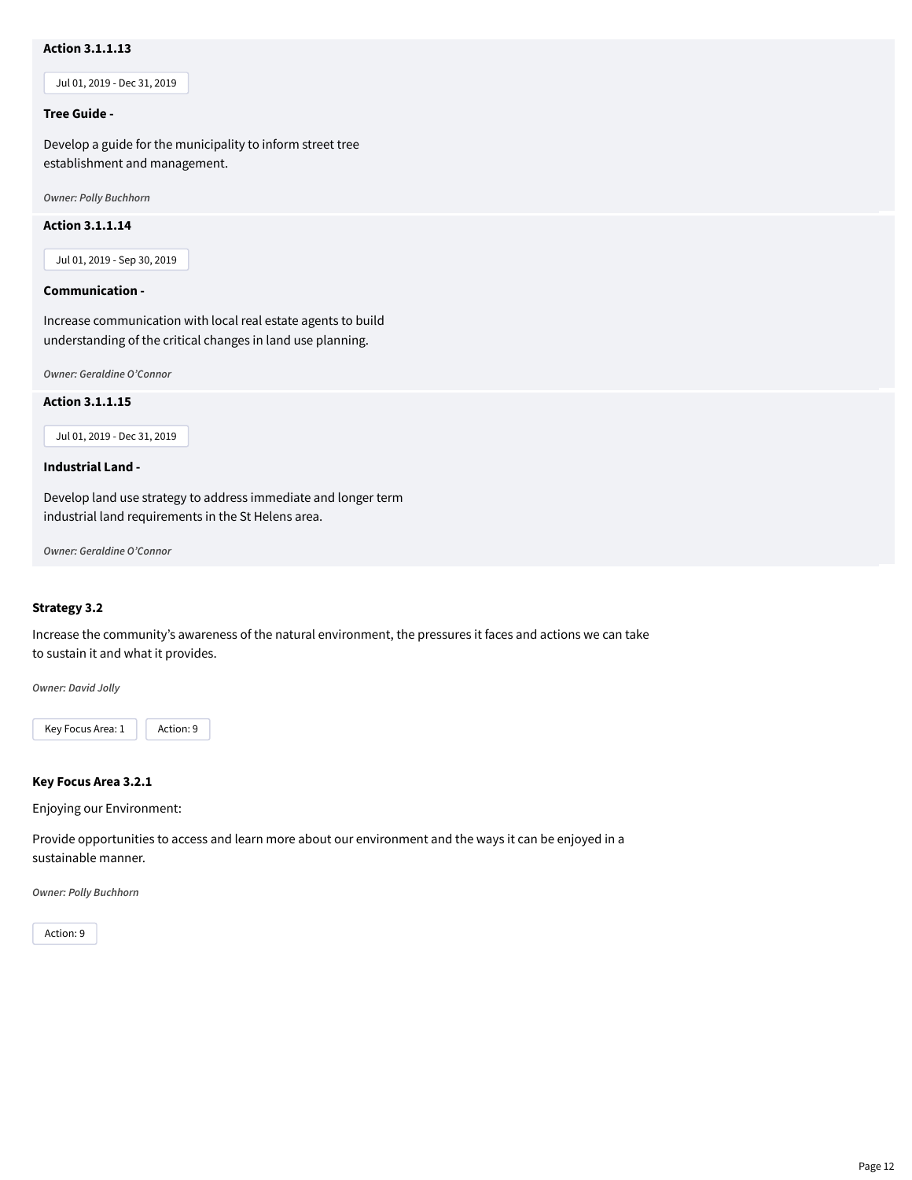**Action 3.1.1.13**

Jul 01, 2019 - Dec 31, 2019

**Tree Guide -**

Develop a guide for the municipality to inform street tree establishment and management.

*Owner: Polly Buchhorn*

**Action 3.1.1.14**

Jul 01, 2019 - Sep 30, 2019

**Communication -**

Increase communication with local real estate agents to build understanding of the critical changes in land use planning.

*Owner: Geraldine O'Connor*

**Action 3.1.1.15**

Jul 01, 2019 - Dec 31, 2019

**Industrial Land -**

Develop land use strategy to address immediate and longer term industrial land requirements in the St Helens area.

*Owner: Geraldine O'Connor*

**Strategy 3.2**

Increase the community's awareness of the natural environment, the pressures it faces and actions we can take to sustain it and what it provides.

*Owner: David Jolly*

Key Focus Area: 1 | Action: 9

**Key Focus Area 3.2.1**

Enjoying our Environment:

Provide opportunities to access and learn more about our environment and the ways it can be enjoyed in a sustainable manner.

*Owner: Polly Buchhorn*

Action: 9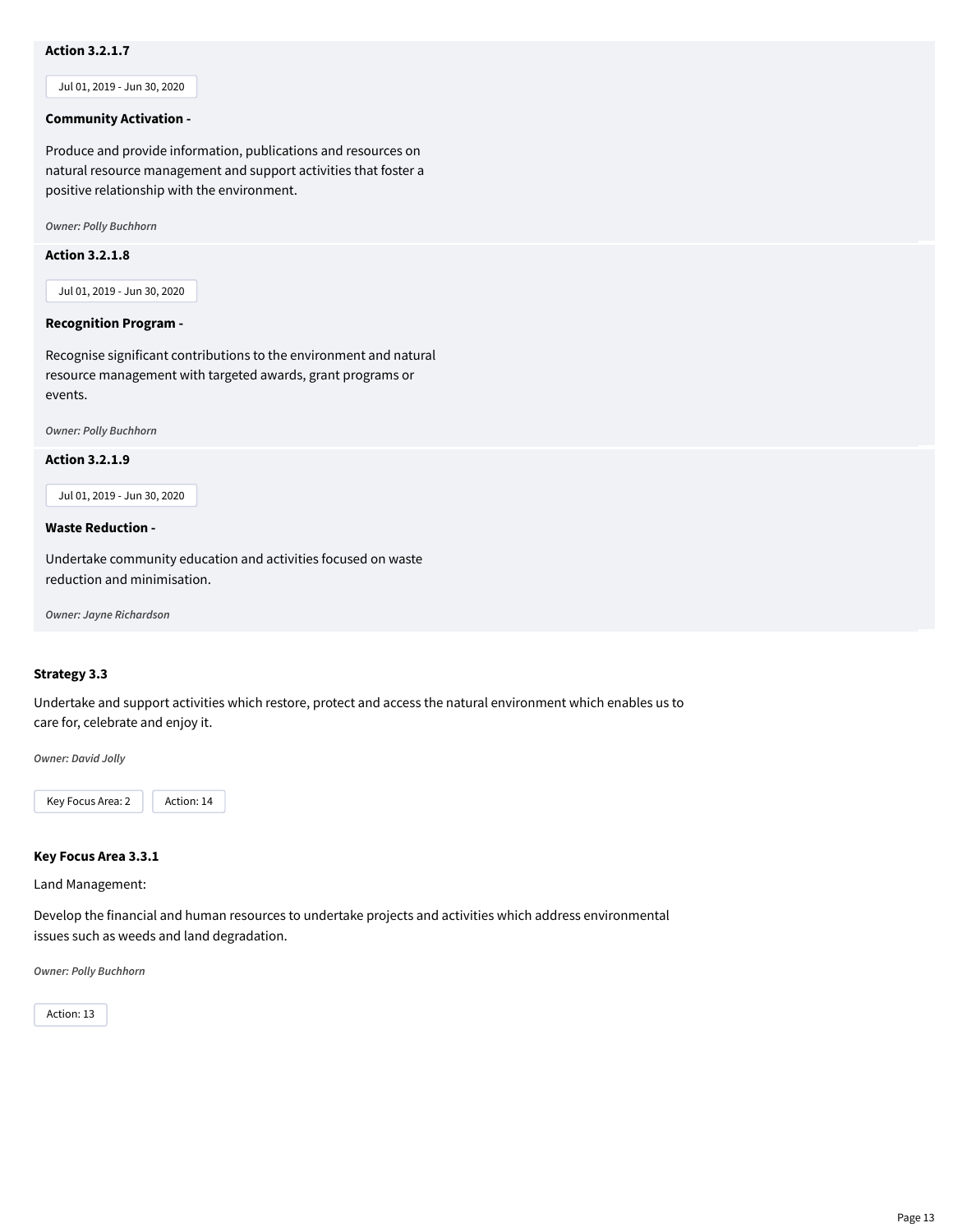**Action 3.2.1.7**

Jul 01, 2019 - Jun 30, 2020

**Community Activation -**

Produce and provide information, publications and resources on natural resource management and support activities that foster a positive relationship with the environment.

*Owner: Polly Buchhorn*

**Action 3.2.1.8**

Jul 01, 2019 - Jun 30, 2020

**Recognition Program -**

Recognise significant contributions to the environment and natural resource management with targeted awards, grant programs or events.

*Owner: Polly Buchhorn*

**Action 3.2.1.9**

Jul 01, 2019 - Jun 30, 2020

**Waste Reduction -**

Undertake community education and activities focused on waste reduction and minimisation.

*Owner: Jayne Richardson*

**Strategy 3.3**

Undertake and support activities which restore, protect and access the natural environment which enables us to care for, celebrate and enjoy it.

*Owner: David Jolly*

Key Focus Area: 2 | Action: 14

**Key Focus Area 3.3.1**

Land Management:

Develop the financial and human resources to undertake projects and activities which address environmental issues such as weeds and land degradation.

*Owner: Polly Buchhorn*

Action: 13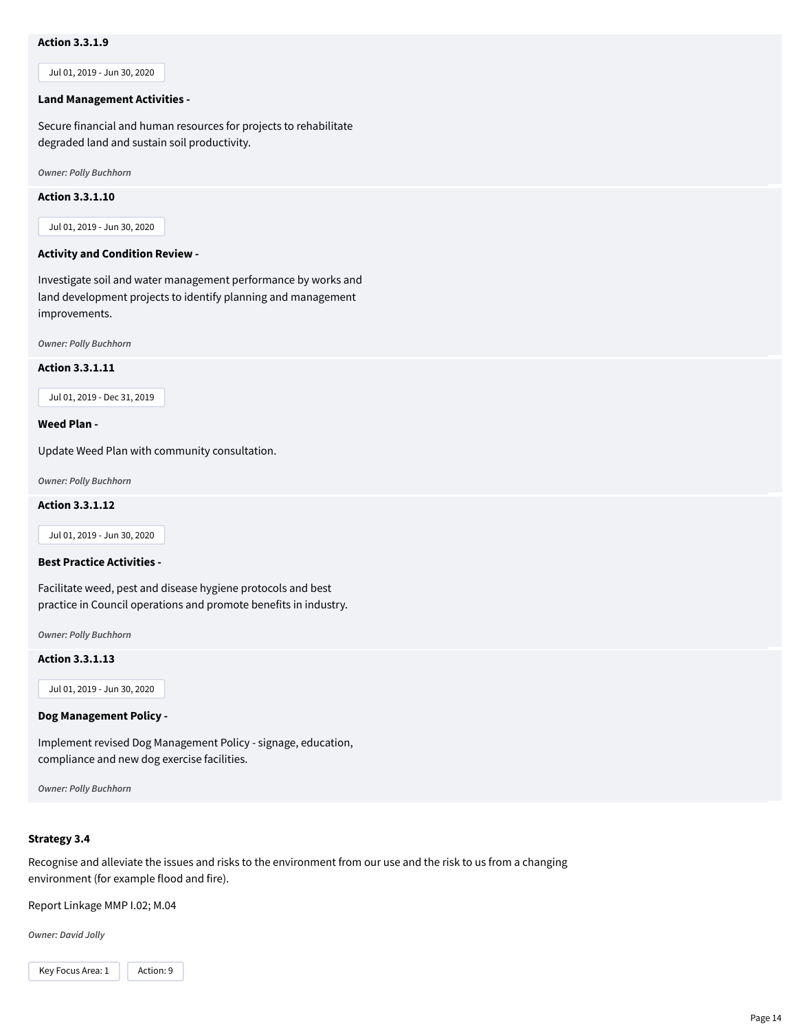**Action 3.3.1.9**

Jul 01, 2019 - Jun 30, 2020

**Land Management Activities -**

Secure financial and human resources for projects to rehabilitate degraded land and sustain soil productivity.

*Owner: Polly Buchhorn*

**Action 3.3.1.10**

Jul 01, 2019 - Jun 30, 2020

**Activity and Condition Review -**

Investigate soil and water management performance by works and land development projects to identify planning and management improvements.

*Owner: Polly Buchhorn*

**Action 3.3.1.11**

Jul 01, 2019 - Dec 31, 2019

**Weed Plan -**

Update Weed Plan with community consultation.

*Owner: Polly Buchhorn*

**Action 3.3.1.12**

Jul 01, 2019 - Jun 30, 2020

**Best Practice Activities -**

Facilitate weed, pest and disease hygiene protocols and best practice in Council operations and promote benefits in industry.

*Owner: Polly Buchhorn*

**Action 3.3.1.13**

Jul 01, 2019 - Jun 30, 2020

**Dog Management Policy -**

Implement revised Dog Management Policy - signage, education, compliance and new dog exercise facilities.

*Owner: Polly Buchhorn*

**Strategy 3.4**

Recognise and alleviate the issues and risks to the environment from our use and the risk to us from a changing environment (for example flood and fire).

Report Linkage MMP I.02; M.04

*Owner: David Jolly*

Key Focus Area: 1 | Action: 9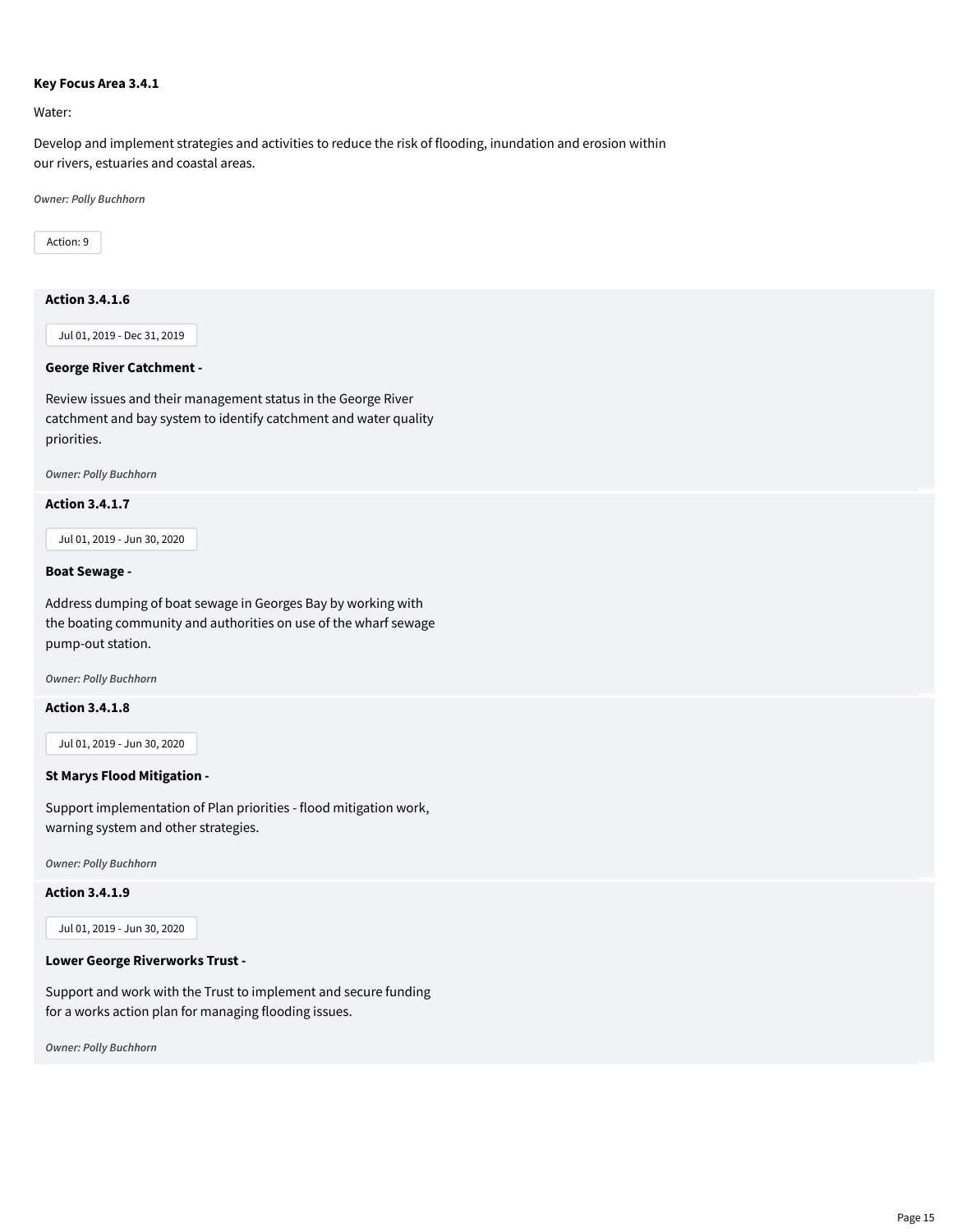**Key Focus Area 3.4.1**

Water:

Develop and implement strategies and activities to reduce the risk of flooding, inundation and erosion within our rivers, estuaries and coastal areas.

*Owner: Polly Buchhorn*

Action: 9

**Action 3.4.1.6**

Jul 01, 2019 - Dec 31, 2019

**George River Catchment -**

Review issues and their management status in the George River catchment and bay system to identify catchment and water quality priorities.

*Owner: Polly Buchhorn*

**Action 3.4.1.7**

Jul 01, 2019 - Jun 30, 2020

**Boat Sewage -**

Address dumping of boat sewage in Georges Bay by working with the boating community and authorities on use of the wharf sewage pump-out station.

*Owner: Polly Buchhorn*

**Action 3.4.1.8**

Jul 01, 2019 - Jun 30, 2020

**St Marys Flood Mitigation -**

Support implementation of Plan priorities - flood mitigation work, warning system and other strategies.

*Owner: Polly Buchhorn*

**Action 3.4.1.9**

Jul 01, 2019 - Jun 30, 2020

**Lower George Riverworks Trust -**

Support and work with the Trust to implement and secure funding for a works action plan for managing flooding issues.

*Owner: Polly Buchhorn*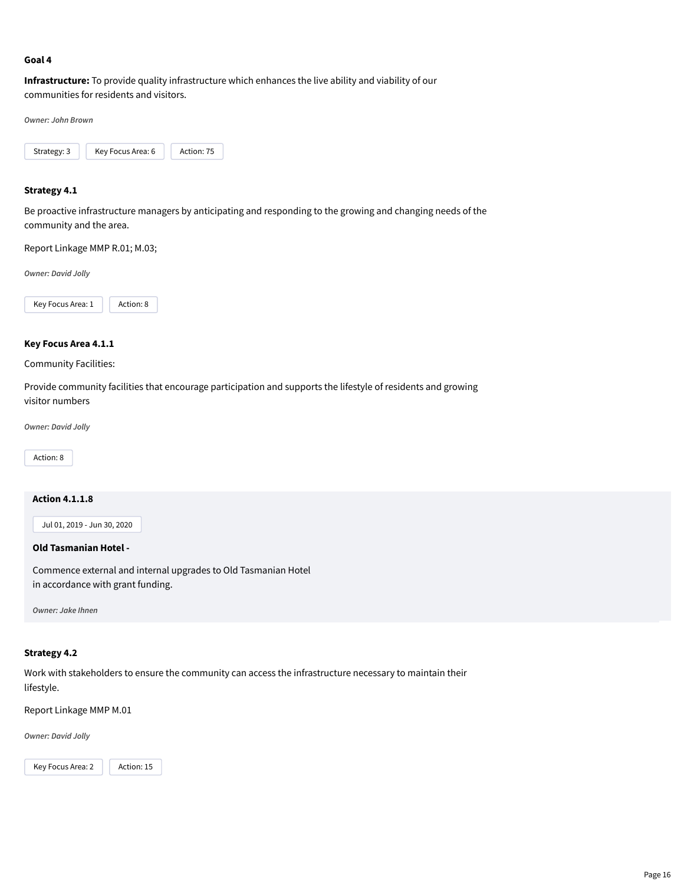### Goal 4

**Infrastructure:** To provide quality infrastructure which enhances the live ability and viability of our communities for residents and visitors.

*Owner: John Brown*

Strategy: 3 | Key Focus Area: 6 | Action: 75

### Strategy 4.1

Be proactive infrastructure managers by anticipating and responding to the growing and changing needs of the community and the area.

Report Linkage MMP R.01; M.03;

*Owner: David Jolly*

Key Focus Area: 1 | Action: 8

### Key Focus Area 4.1.1

Community Facilities:

Provide community facilities that encourage participation and supports the lifestyle of residents and growing visitor numbers

*Owner: David Jolly*

Action: 8

#### Action 4.1.1.8

Jul 01, 2019 - Jun 30, 2020

**Old Tasmanian Hotel -**

Commence external and internal upgrades to Old Tasmanian Hotel in accordance with grant funding.

*Owner: Jake Ihnen*

### Strategy 4.2

Work with stakeholders to ensure the community can access the infrastructure necessary to maintain their lifestyle.

Report Linkage MMP M.01

*Owner: David Jolly*

Key Focus Area: 2 | Action: 15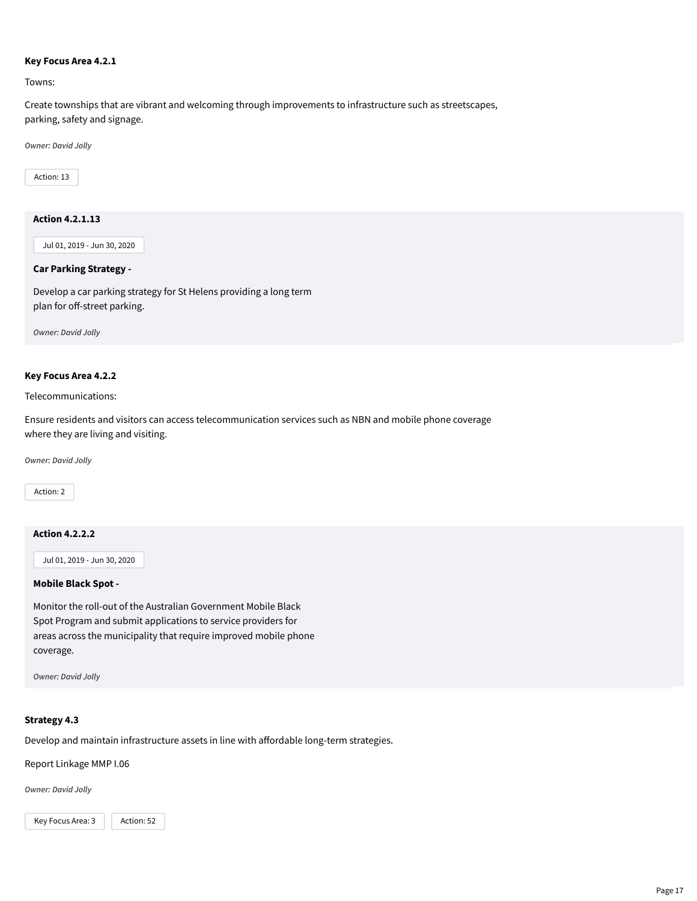**Key Focus Area 4.2.1**

Towns:

Create townships that are vibrant and welcoming through improvements to infrastructure such as streetscapes, parking, safety and signage.

*Owner: David Jolly*

Action: 13

**Action 4.2.1.13**

Jul 01, 2019 - Jun 30, 2020

**Car Parking Strategy -**

Develop a car parking strategy for St Helens providing a long term plan for off-street parking.

*Owner: David Jolly*

**Key Focus Area 4.2.2**

Telecommunications:

Ensure residents and visitors can access telecommunication services such as NBN and mobile phone coverage where they are living and visiting.

*Owner: David Jolly*

Action: 2

**Action 4.2.2.2**

Jul 01, 2019 - Jun 30, 2020

**Mobile Black Spot -**

Monitor the roll-out of the Australian Government Mobile Black Spot Program and submit applications to service providers for areas across the municipality that require improved mobile phone coverage.

*Owner: David Jolly*

**Strategy 4.3**

Develop and maintain infrastructure assets in line with affordable long-term strategies.

Report Linkage MMP I.06

*Owner: David Jolly*

Key Focus Area: 3 Action: 52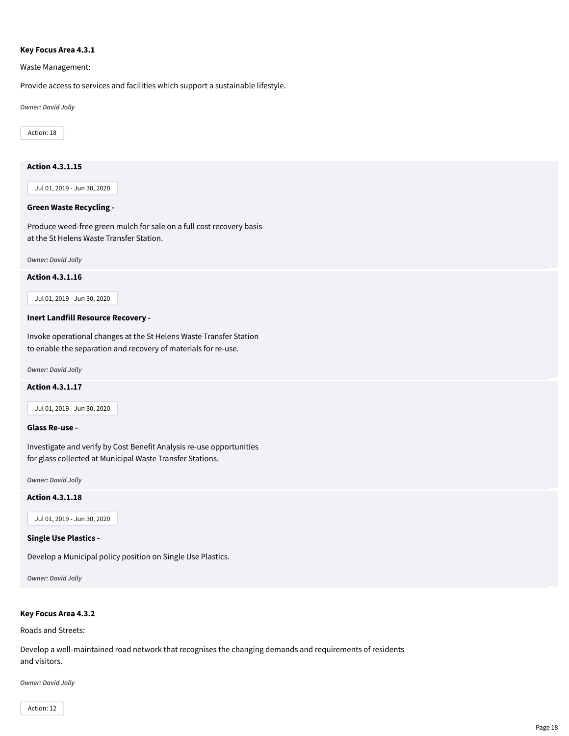**Key Focus Area 4.3.1**

Waste Management:

Provide access to services and facilities which support a sustainable lifestyle.

*Owner: David Jolly*

Action: 18

**Action 4.3.1.15**

Jul 01, 2019 - Jun 30, 2020

**Green Waste Recycling -**

Produce weed-free green mulch for sale on a full cost recovery basis at the St Helens Waste Transfer Station.

*Owner: David Jolly*

**Action 4.3.1.16**

Jul 01, 2019 - Jun 30, 2020

**Inert Landfill Resource Recovery -**

Invoke operational changes at the St Helens Waste Transfer Station to enable the separation and recovery of materials for re-use.

*Owner: David Jolly*

**Action 4.3.1.17**

Jul 01, 2019 - Jun 30, 2020

**Glass Re-use -**

Investigate and verify by Cost Benefit Analysis re-use opportunities for glass collected at Municipal Waste Transfer Stations.

*Owner: David Jolly*

**Action 4.3.1.18**

Jul 01, 2019 - Jun 30, 2020

**Single Use Plastics -**

Develop a Municipal policy position on Single Use Plastics.

*Owner: David Jolly*

**Key Focus Area 4.3.2**

Roads and Streets:

Develop a well-maintained road network that recognises the changing demands and requirements of residents and visitors.

*Owner: David Jolly*

Action: 12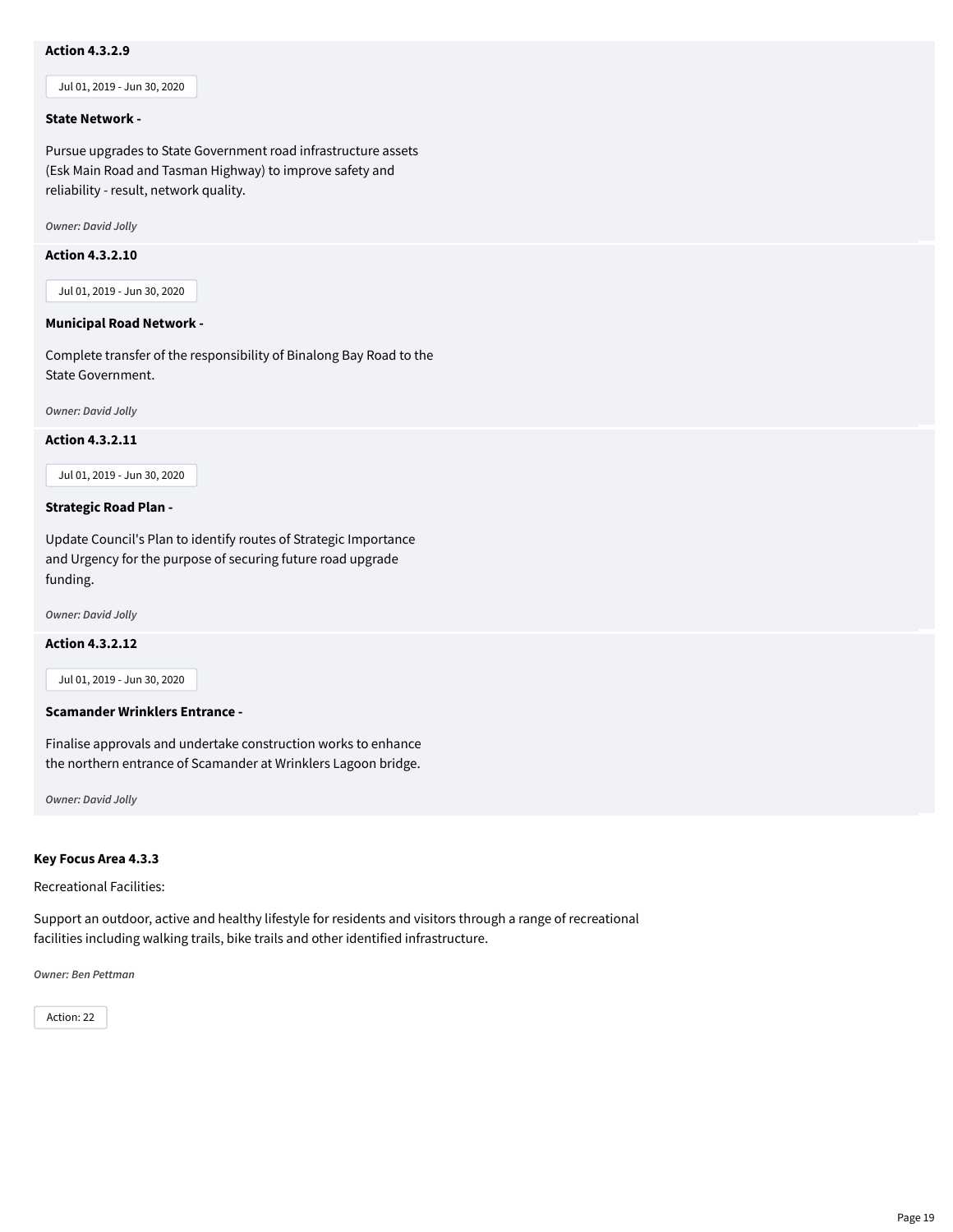**Action 4.3.2.9**

Jul 01, 2019 - Jun 30, 2020

**State Network -**

Pursue upgrades to State Government road infrastructure assets (Esk Main Road and Tasman Highway) to improve safety and reliability - result, network quality.

*Owner: David Jolly*

**Action 4.3.2.10**

Jul 01, 2019 - Jun 30, 2020

**Municipal Road Network -**

Complete transfer of the responsibility of Binalong Bay Road to the State Government.

*Owner: David Jolly*

**Action 4.3.2.11**

Jul 01, 2019 - Jun 30, 2020

**Strategic Road Plan -**

Update Council's Plan to identify routes of Strategic Importance and Urgency for the purpose of securing future road upgrade funding.

*Owner: David Jolly*

**Action 4.3.2.12**

Jul 01, 2019 - Jun 30, 2020

**Scamander Wrinklers Entrance -**

Finalise approvals and undertake construction works to enhance the northern entrance of Scamander at Wrinklers Lagoon bridge.

*Owner: David Jolly*

**Key Focus Area 4.3.3**

Recreational Facilities:

Support an outdoor, active and healthy lifestyle for residents and visitors through a range of recreational facilities including walking trails, bike trails and other identified infrastructure.

*Owner: Ben Pettman*

Action: 22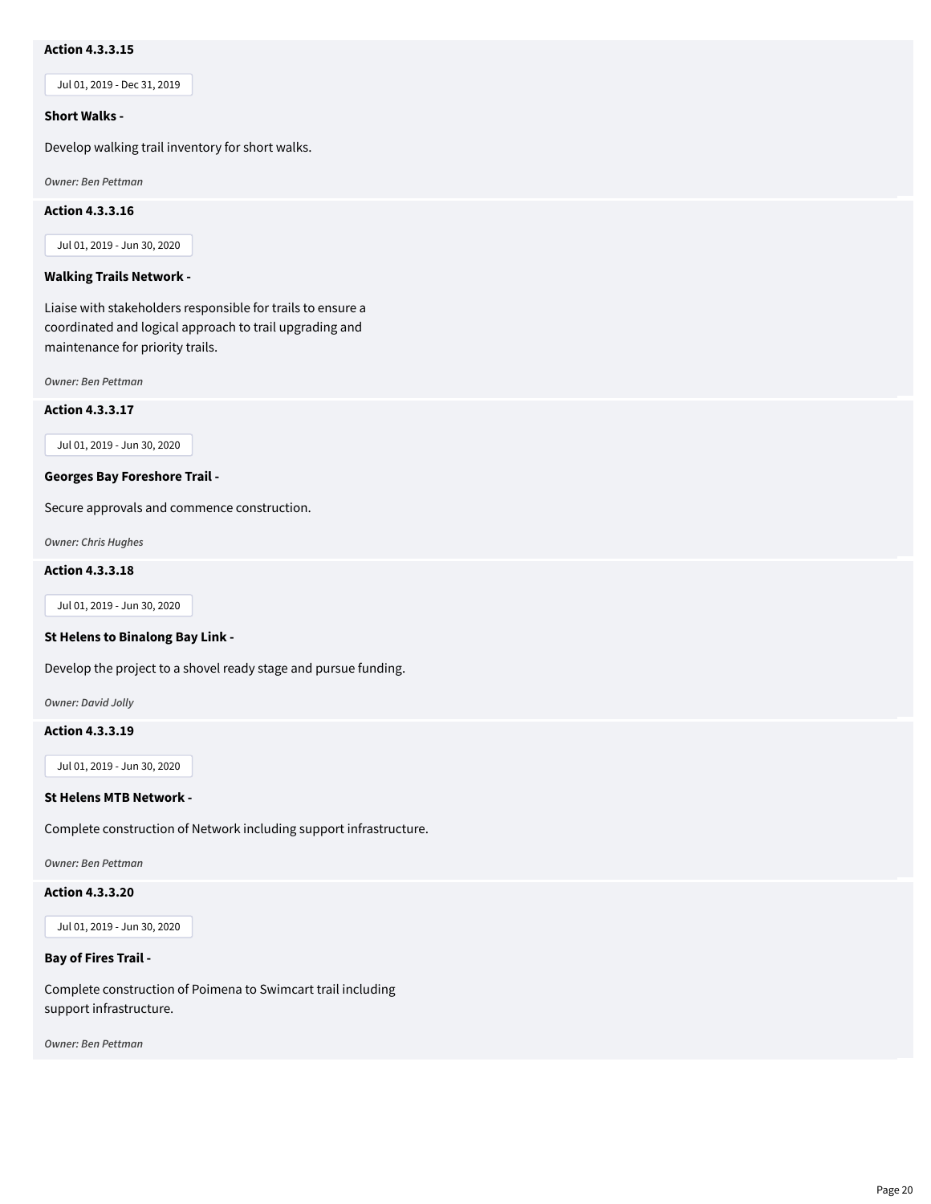**Action 4.3.3.15**

Jul 01, 2019 - Dec 31, 2019

**Short Walks -**

Develop walking trail inventory for short walks.

*Owner: Ben Pettman*

**Action 4.3.3.16**

Jul 01, 2019 - Jun 30, 2020

**Walking Trails Network -**

Liaise with stakeholders responsible for trails to ensure a coordinated and logical approach to trail upgrading and maintenance for priority trails.

*Owner: Ben Pettman*

**Action 4.3.3.17**

Jul 01, 2019 - Jun 30, 2020

**Georges Bay Foreshore Trail -**

Secure approvals and commence construction.

*Owner: Chris Hughes*

**Action 4.3.3.18**

Jul 01, 2019 - Jun 30, 2020

**St Helens to Binalong Bay Link -**

Develop the project to a shovel ready stage and pursue funding.

*Owner: David Jolly*

**Action 4.3.3.19**

Jul 01, 2019 - Jun 30, 2020

**St Helens MTB Network -**

Complete construction of Network including support infrastructure.

*Owner: Ben Pettman*

**Action 4.3.3.20**

Jul 01, 2019 - Jun 30, 2020

**Bay of Fires Trail -**

Complete construction of Poimena to Swimcart trail including support infrastructure.

*Owner: Ben Pettman*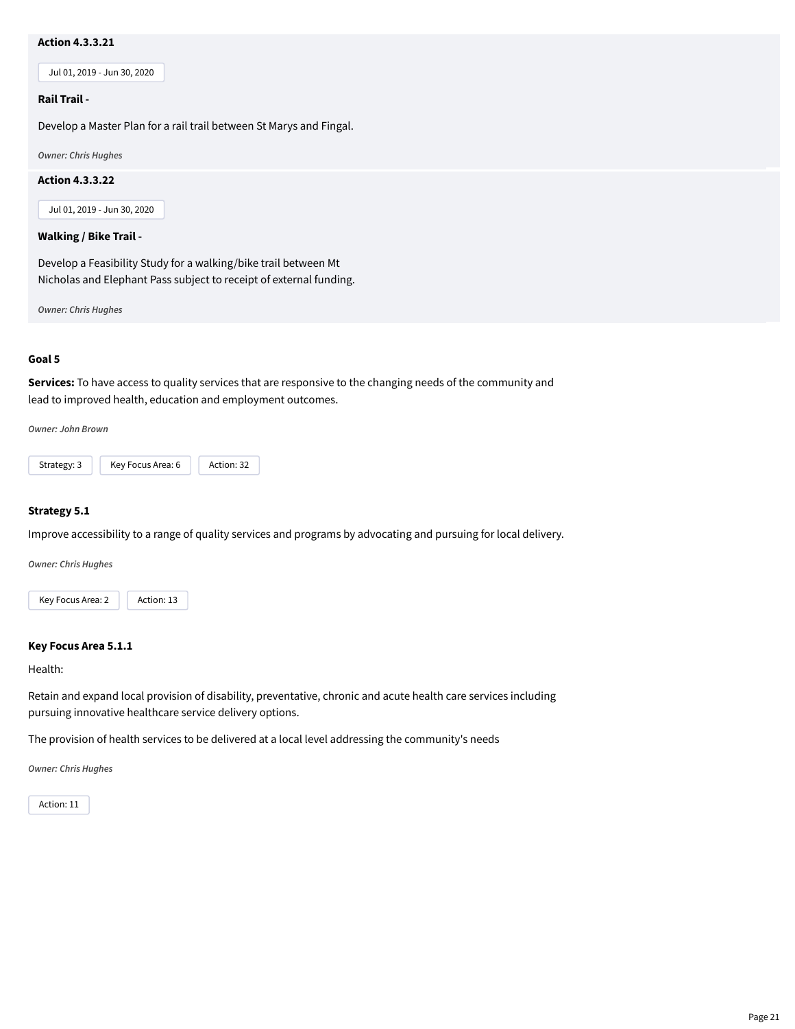**Action 4.3.3.21**

Jul 01, 2019 - Jun 30, 2020

**Rail Trail -**

Develop a Master Plan for a rail trail between St Marys and Fingal.

*Owner: Chris Hughes*

**Action 4.3.3.22**

Jul 01, 2019 - Jun 30, 2020

**Walking / Bike Trail -**

Develop a Feasibility Study for a walking/bike trail between Mt Nicholas and Elephant Pass subject to receipt of external funding.

*Owner: Chris Hughes*

## Goal 5

**Services:** To have access to quality services that are responsive to the changing needs of the community and lead to improved health, education and employment outcomes.

*Owner: John Brown*

Strategy: 3 | Key Focus Area: 6 | Action: 32

### Strategy 5.1

Improve accessibility to a range of quality services and programs by advocating and pursuing for local delivery.

*Owner: Chris Hughes*

Key Focus Area: 2 | Action: 13

#### Key Focus Area 5.1.1

Health:

Retain and expand local provision of disability, preventative, chronic and acute health care services including pursuing innovative healthcare service delivery options.

The provision of health services to be delivered at a local level addressing the community's needs

*Owner: Chris Hughes*

Action: 11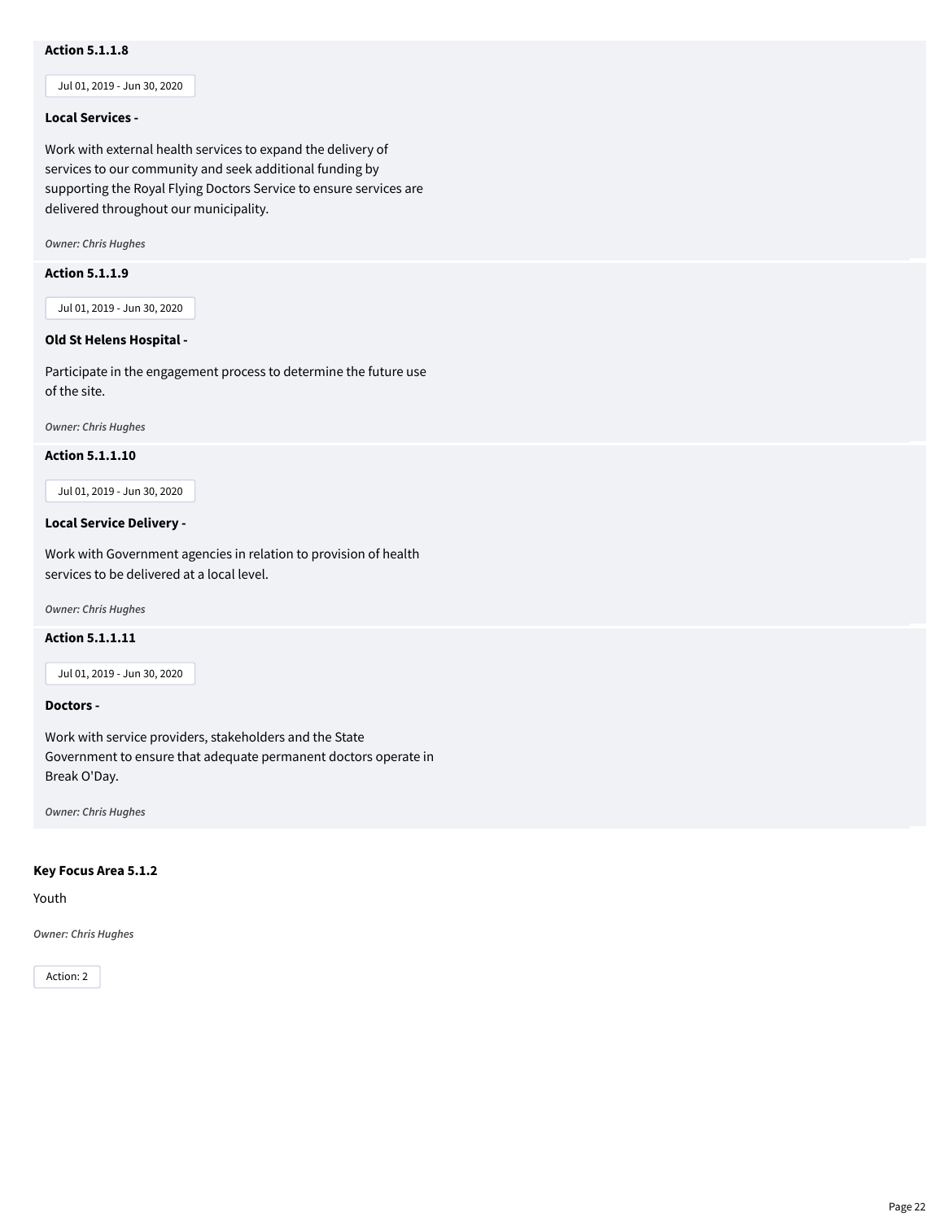**Action 5.1.1.8**

Jul 01, 2019 - Jun 30, 2020

**Local Services -**

Work with external health services to expand the delivery of services to our community and seek additional funding by supporting the Royal Flying Doctors Service to ensure services are delivered throughout our municipality.

*Owner: Chris Hughes*

**Action 5.1.1.9**

Jul 01, 2019 - Jun 30, 2020

**Old St Helens Hospital -**

Participate in the engagement process to determine the future use of the site.

*Owner: Chris Hughes*

**Action 5.1.1.10**

Jul 01, 2019 - Jun 30, 2020

**Local Service Delivery -**

Work with Government agencies in relation to provision of health services to be delivered at a local level.

*Owner: Chris Hughes*

**Action 5.1.1.11**

Jul 01, 2019 - Jun 30, 2020

**Doctors -**

Work with service providers, stakeholders and the State Government to ensure that adequate permanent doctors operate in Break O'Day.

*Owner: Chris Hughes*

**Key Focus Area 5.1.2**

Youth

*Owner: Chris Hughes*

Action: 2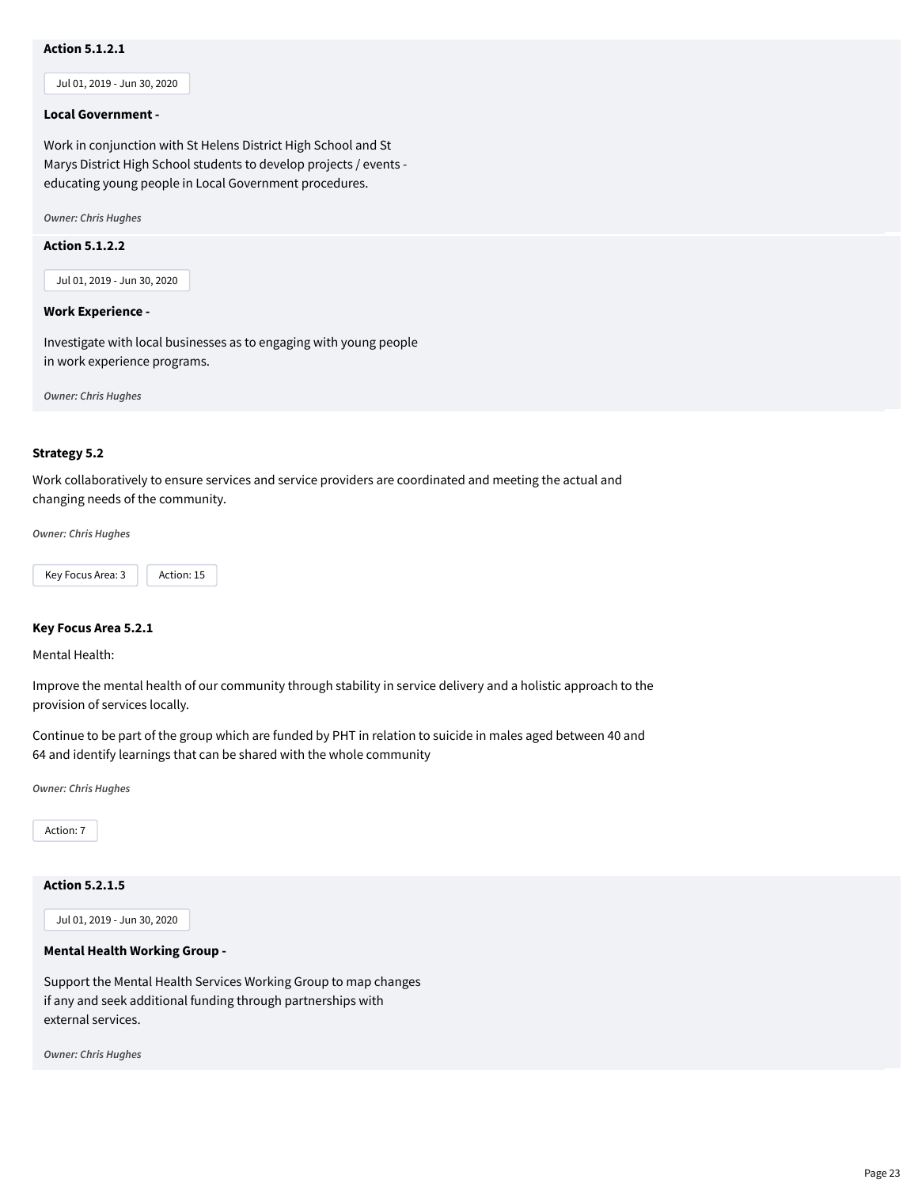**Action 5.1.2.1**

Jul 01, 2019 - Jun 30, 2020

**Local Government -**

Work in conjunction with St Helens District High School and St Marys District High School students to develop projects / events - educating young people in Local Government procedures.

*Owner: Chris Hughes*

**Action 5.1.2.2**

Jul 01, 2019 - Jun 30, 2020

**Work Experience -**

Investigate with local businesses as to engaging with young people in work experience programs.

*Owner: Chris Hughes*

### Strategy 5.2

Work collaboratively to ensure services and service providers are coordinated and meeting the actual and changing needs of the community.

*Owner: Chris Hughes*

Key Focus Area: 3 | Action: 15

#### Key Focus Area 5.2.1

Mental Health:

Improve the mental health of our community through stability in service delivery and a holistic approach to the provision of services locally.

Continue to be part of the group which are funded by PHT in relation to suicide in males aged between 40 and 64 and identify learnings that can be shared with the whole community

*Owner: Chris Hughes*

Action: 7

**Action 5.2.1.5**

Jul 01, 2019 - Jun 30, 2020

**Mental Health Working Group -**

Support the Mental Health Services Working Group to map changes if any and seek additional funding through partnerships with external services.

*Owner: Chris Hughes*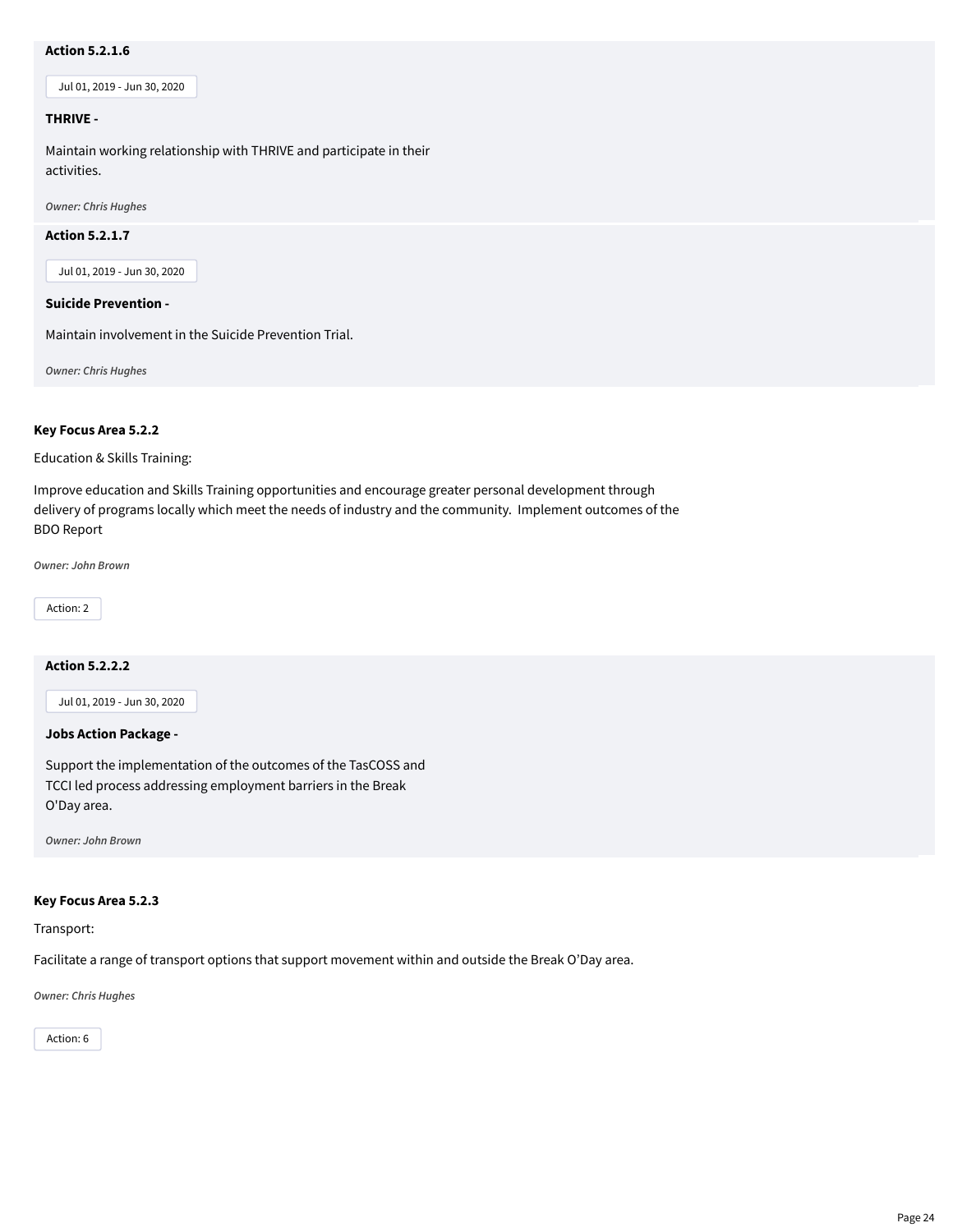**Action 5.2.1.6**

Jul 01, 2019 - Jun 30, 2020

**THRIVE -**

Maintain working relationship with THRIVE and participate in their activities.

***Owner: Chris Hughes***

**Action 5.2.1.7**

Jul 01, 2019 - Jun 30, 2020

**Suicide Prevention -**

Maintain involvement in the Suicide Prevention Trial.

***Owner: Chris Hughes***

**Key Focus Area 5.2.2**

Education & Skills Training:

Improve education and Skills Training opportunities and encourage greater personal development through delivery of programs locally which meet the needs of industry and the community. Implement outcomes of the BDO Report

***Owner: John Brown***

Action: 2

**Action 5.2.2.2**

Jul 01, 2019 - Jun 30, 2020

**Jobs Action Package -**

Support the implementation of the outcomes of the TasCOSS and TCCI led process addressing employment barriers in the Break O'Day area.

***Owner: John Brown***

**Key Focus Area 5.2.3**

Transport:

Facilitate a range of transport options that support movement within and outside the Break O'Day area.

***Owner: Chris Hughes***

Action: 6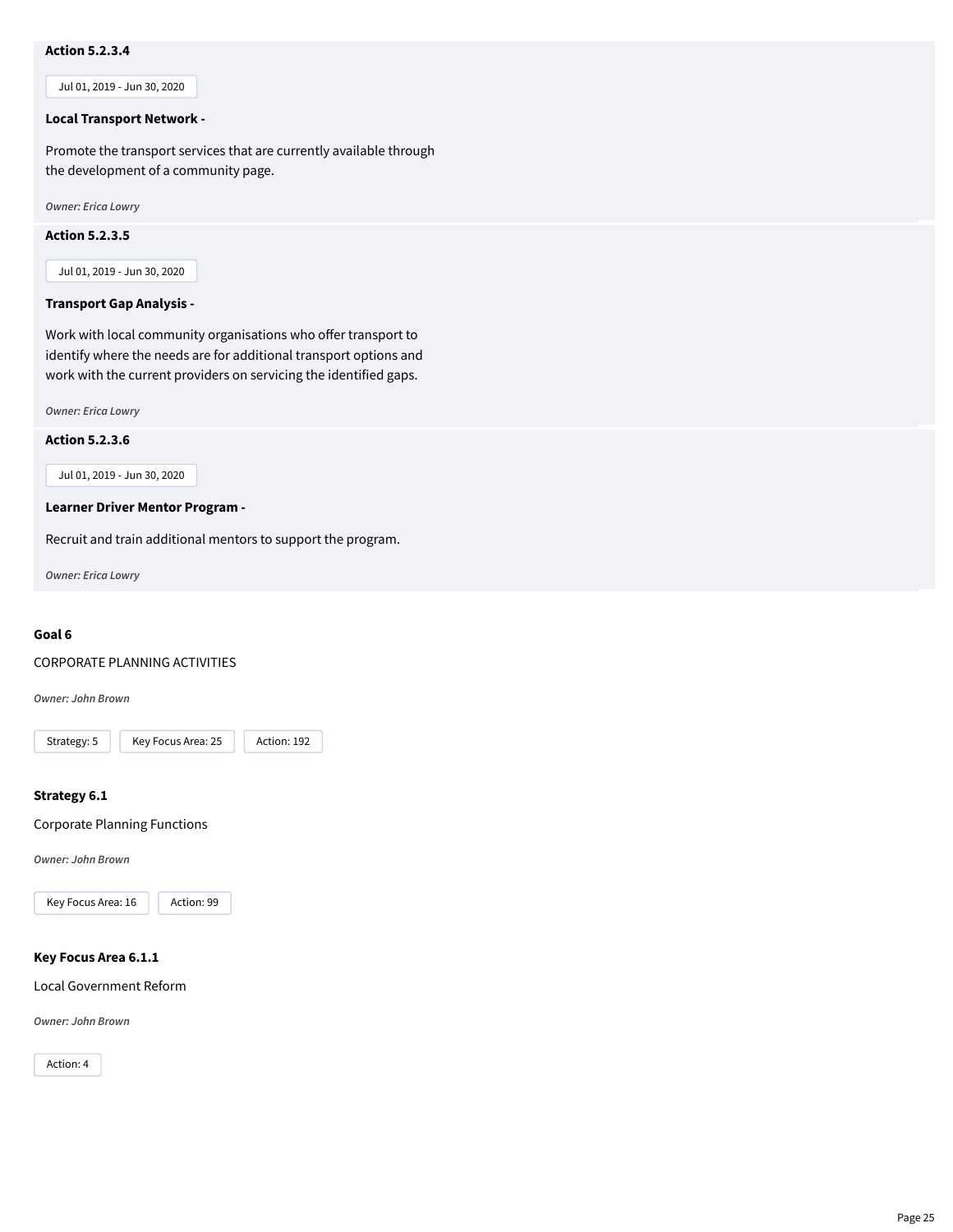**Action 5.2.3.4**

Jul 01, 2019 - Jun 30, 2020

**Local Transport Network -**

Promote the transport services that are currently available through the development of a community page.

*Owner: Erica Lowry*

**Action 5.2.3.5**

Jul 01, 2019 - Jun 30, 2020

**Transport Gap Analysis -**

Work with local community organisations who offer transport to identify where the needs are for additional transport options and work with the current providers on servicing the identified gaps.

*Owner: Erica Lowry*

**Action 5.2.3.6**

Jul 01, 2019 - Jun 30, 2020

**Learner Driver Mentor Program -**

Recruit and train additional mentors to support the program.

*Owner: Erica Lowry*

## Goal 6

CORPORATE PLANNING ACTIVITIES

*Owner: John Brown*

Strategy: 5 | Key Focus Area: 25 | Action: 192

### Strategy 6.1

Corporate Planning Functions

*Owner: John Brown*

Key Focus Area: 16 | Action: 99

#### Key Focus Area 6.1.1

Local Government Reform

*Owner: John Brown*

Action: 4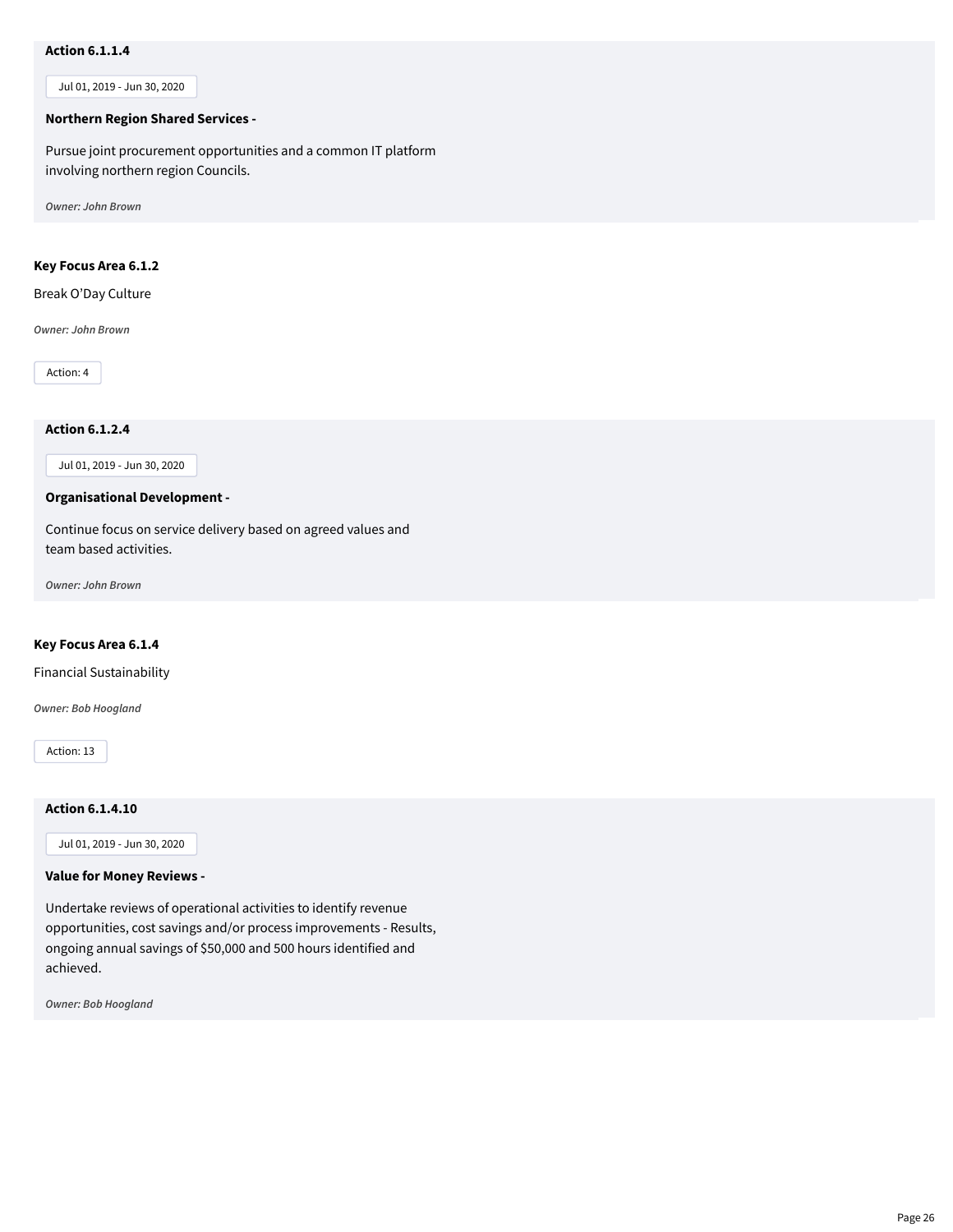**Action 6.1.1.4**

Jul 01, 2019 - Jun 30, 2020

**Northern Region Shared Services -**

Pursue joint procurement opportunities and a common IT platform involving northern region Councils.

*Owner: John Brown*

**Key Focus Area 6.1.2**

Break O'Day Culture

*Owner: John Brown*

Action: 4

**Action 6.1.2.4**

Jul 01, 2019 - Jun 30, 2020

**Organisational Development -**

Continue focus on service delivery based on agreed values and team based activities.

*Owner: John Brown*

**Key Focus Area 6.1.4**

Financial Sustainability

*Owner: Bob Hoogland*

Action: 13

**Action 6.1.4.10**

Jul 01, 2019 - Jun 30, 2020

**Value for Money Reviews -**

Undertake reviews of operational activities to identify revenue opportunities, cost savings and/or process improvements - Results, ongoing annual savings of $50,000 and 500 hours identified and achieved.

*Owner: Bob Hoogland*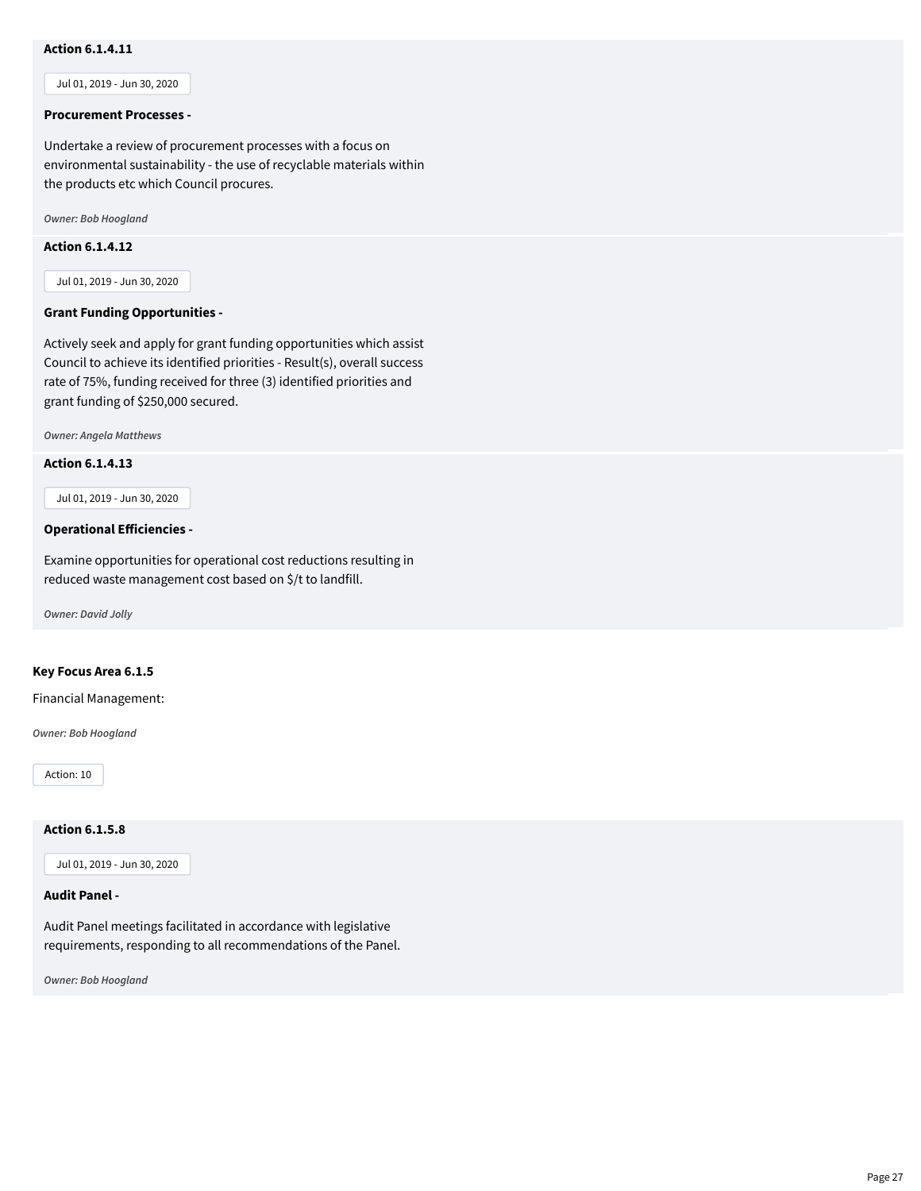**Action 6.1.4.11**

Jul 01, 2019 - Jun 30, 2020

**Procurement Processes -**

Undertake a review of procurement processes with a focus on environmental sustainability - the use of recyclable materials within the products etc which Council procures.

*Owner: Bob Hoogland*

**Action 6.1.4.12**

Jul 01, 2019 - Jun 30, 2020

**Grant Funding Opportunities -**

Actively seek and apply for grant funding opportunities which assist Council to achieve its identified priorities - Result(s), overall success rate of 75%, funding received for three (3) identified priorities and grant funding of $250,000 secured.

*Owner: Angela Matthews*

**Action 6.1.4.13**

Jul 01, 2019 - Jun 30, 2020

**Operational Efficiencies -**

Examine opportunities for operational cost reductions resulting in reduced waste management cost based on $/t to landfill.

*Owner: David Jolly*

**Key Focus Area 6.1.5**

Financial Management:

*Owner: Bob Hoogland*

Action: 10

**Action 6.1.5.8**

Jul 01, 2019 - Jun 30, 2020

**Audit Panel -**

Audit Panel meetings facilitated in accordance with legislative requirements, responding to all recommendations of the Panel.

*Owner: Bob Hoogland*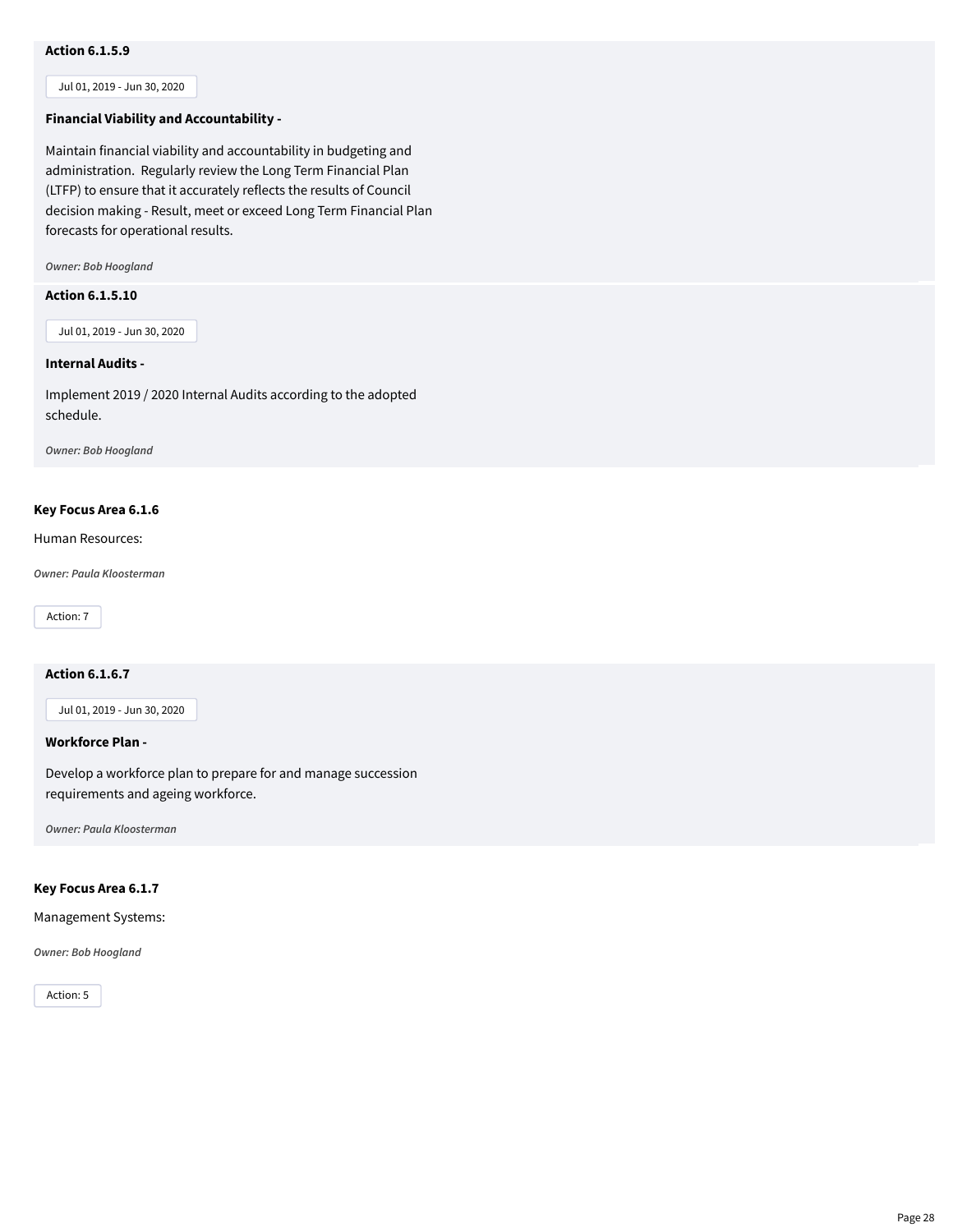**Action 6.1.5.9**

Jul 01, 2019 - Jun 30, 2020

**Financial Viability and Accountability -**

Maintain financial viability and accountability in budgeting and administration. Regularly review the Long Term Financial Plan (LTFP) to ensure that it accurately reflects the results of Council decision making - Result, meet or exceed Long Term Financial Plan forecasts for operational results.

*Owner: Bob Hoogland*

**Action 6.1.5.10**

Jul 01, 2019 - Jun 30, 2020

**Internal Audits -**

Implement 2019 / 2020 Internal Audits according to the adopted schedule.

*Owner: Bob Hoogland*

**Key Focus Area 6.1.6**

Human Resources:

*Owner: Paula Kloosterman*

Action: 7

**Action 6.1.6.7**

Jul 01, 2019 - Jun 30, 2020

**Workforce Plan -**

Develop a workforce plan to prepare for and manage succession requirements and ageing workforce.

*Owner: Paula Kloosterman*

**Key Focus Area 6.1.7**

Management Systems:

*Owner: Bob Hoogland*

Action: 5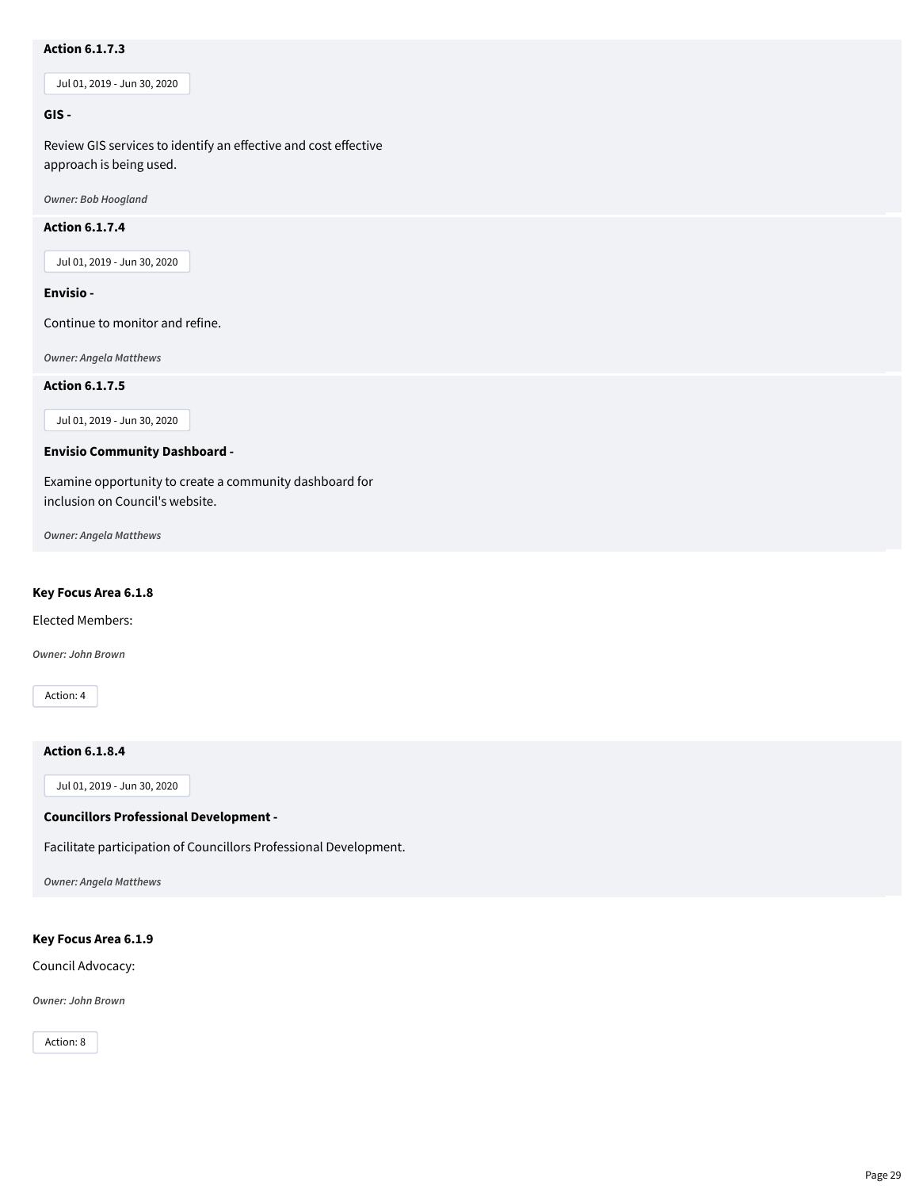### Action 6.1.7.3

Jul 01, 2019 - Jun 30, 2020

**GIS -**

Review GIS services to identify an effective and cost effective approach is being used.

*Owner: Bob Hoogland*

### Action 6.1.7.4

Jul 01, 2019 - Jun 30, 2020

**Envisio -**

Continue to monitor and refine.

*Owner: Angela Matthews*

### Action 6.1.7.5

Jul 01, 2019 - Jun 30, 2020

**Envisio Community Dashboard -**

Examine opportunity to create a community dashboard for inclusion on Council's website.

*Owner: Angela Matthews*

## Key Focus Area 6.1.8

Elected Members:

*Owner: John Brown*

Action: 4

### Action 6.1.8.4

Jul 01, 2019 - Jun 30, 2020

**Councillors Professional Development -**

Facilitate participation of Councillors Professional Development.

*Owner: Angela Matthews*

## Key Focus Area 6.1.9

Council Advocacy:

*Owner: John Brown*

Action: 8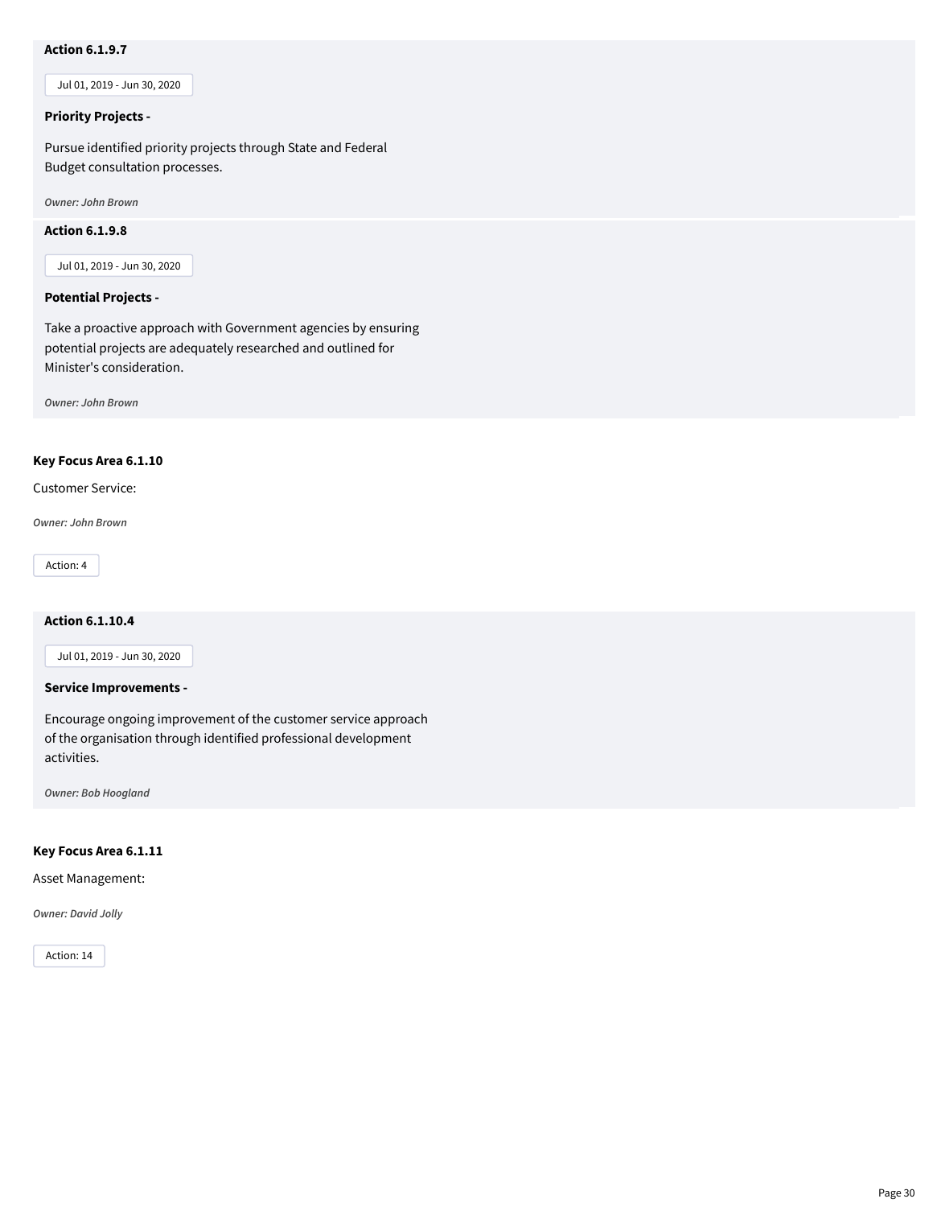**Action 6.1.9.7**

Jul 01, 2019 - Jun 30, 2020

**Priority Projects -**

Pursue identified priority projects through State and Federal Budget consultation processes.

*Owner: John Brown*

**Action 6.1.9.8**

Jul 01, 2019 - Jun 30, 2020

**Potential Projects -**

Take a proactive approach with Government agencies by ensuring potential projects are adequately researched and outlined for Minister's consideration.

*Owner: John Brown*

**Key Focus Area 6.1.10**

Customer Service:

*Owner: John Brown*

Action: 4

**Action 6.1.10.4**

Jul 01, 2019 - Jun 30, 2020

**Service Improvements -**

Encourage ongoing improvement of the customer service approach of the organisation through identified professional development activities.

*Owner: Bob Hoogland*

**Key Focus Area 6.1.11**

Asset Management:

*Owner: David Jolly*

Action: 14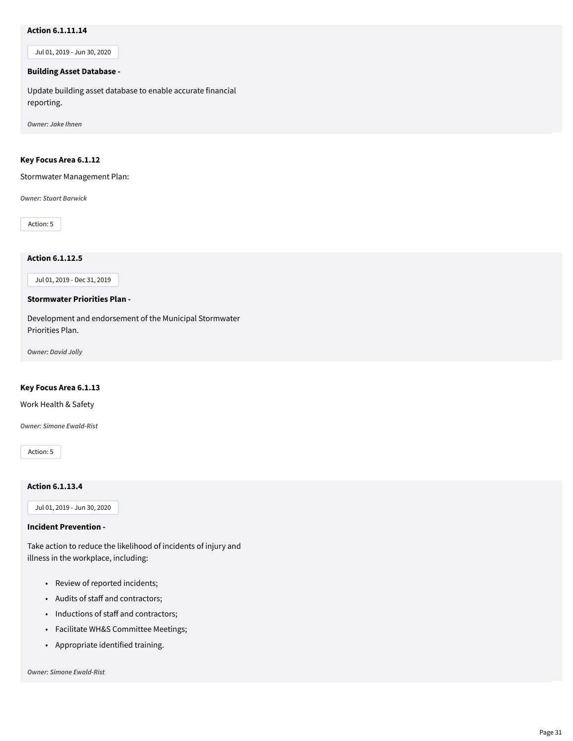### Action 6.1.11.14

Jul 01, 2019 - Jun 30, 2020

**Building Asset Database -**

Update building asset database to enable accurate financial reporting.

*Owner: Jake Ihnen*

## Key Focus Area 6.1.12

Stormwater Management Plan:

*Owner: Stuart Barwick*

Action: 5

### Action 6.1.12.5

Jul 01, 2019 - Dec 31, 2019

**Stormwater Priorities Plan -**

Development and endorsement of the Municipal Stormwater Priorities Plan.

*Owner: David Jolly*

## Key Focus Area 6.1.13

Work Health & Safety

*Owner: Simone Ewald-Rist*

Action: 5

### Action 6.1.13.4

Jul 01, 2019 - Jun 30, 2020

**Incident Prevention -**

Take action to reduce the likelihood of incidents of injury and illness in the workplace, including:

- Review of reported incidents;
- Audits of staff and contractors;
- Inductions of staff and contractors;
- Facilitate WH&S Committee Meetings;
- Appropriate identified training.

*Owner: Simone Ewald-Rist*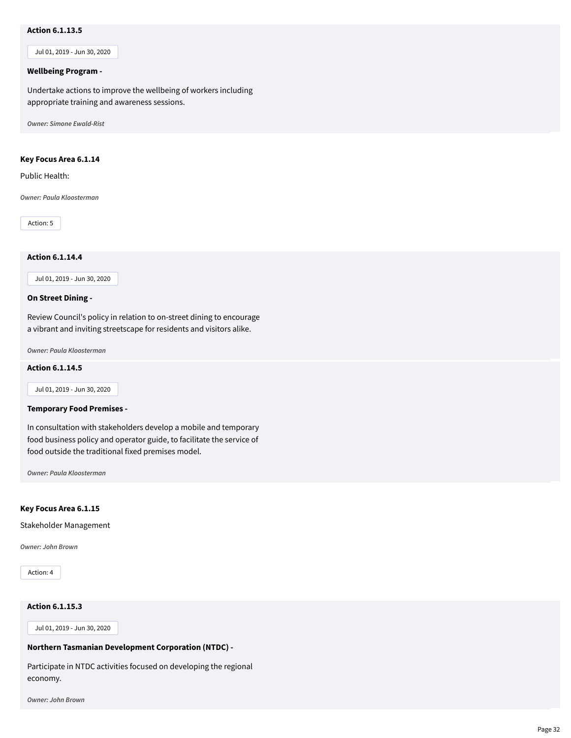**Action 6.1.13.5**

Jul 01, 2019 - Jun 30, 2020

**Wellbeing Program -**

Undertake actions to improve the wellbeing of workers including appropriate training and awareness sessions.

*Owner: Simone Ewald-Rist*

**Key Focus Area 6.1.14**

Public Health:

*Owner: Paula Kloosterman*

Action: 5

**Action 6.1.14.4**

Jul 01, 2019 - Jun 30, 2020

**On Street Dining -**

Review Council's policy in relation to on-street dining to encourage a vibrant and inviting streetscape for residents and visitors alike.

*Owner: Paula Kloosterman*

**Action 6.1.14.5**

Jul 01, 2019 - Jun 30, 2020

**Temporary Food Premises -**

In consultation with stakeholders develop a mobile and temporary food business policy and operator guide, to facilitate the service of food outside the traditional fixed premises model.

*Owner: Paula Kloosterman*

**Key Focus Area 6.1.15**

Stakeholder Management

*Owner: John Brown*

Action: 4

**Action 6.1.15.3**

Jul 01, 2019 - Jun 30, 2020

**Northern Tasmanian Development Corporation (NTDC) -**

Participate in NTDC activities focused on developing the regional economy.

*Owner: John Brown*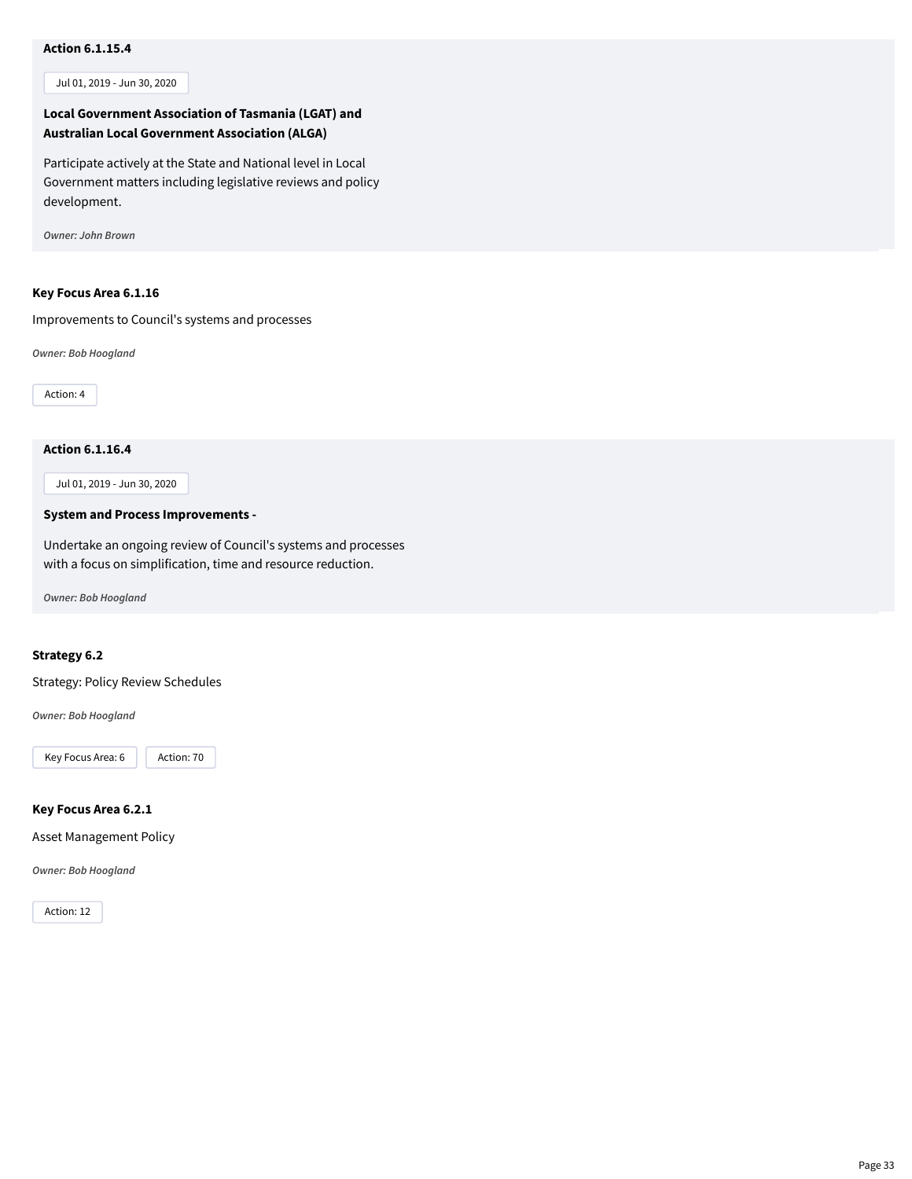**Action 6.1.15.4**

Jul 01, 2019 - Jun 30, 2020

**Local Government Association of Tasmania (LGAT) and Australian Local Government Association (ALGA)**

Participate actively at the State and National level in Local Government matters including legislative reviews and policy development.

*Owner: John Brown*

**Key Focus Area 6.1.16**

Improvements to Council's systems and processes

*Owner: Bob Hoogland*

Action: 4

**Action 6.1.16.4**

Jul 01, 2019 - Jun 30, 2020

**System and Process Improvements -**

Undertake an ongoing review of Council's systems and processes with a focus on simplification, time and resource reduction.

*Owner: Bob Hoogland*

**Strategy 6.2**

Strategy: Policy Review Schedules

*Owner: Bob Hoogland*

Key Focus Area: 6    Action: 70

**Key Focus Area 6.2.1**

Asset Management Policy

*Owner: Bob Hoogland*

Action: 12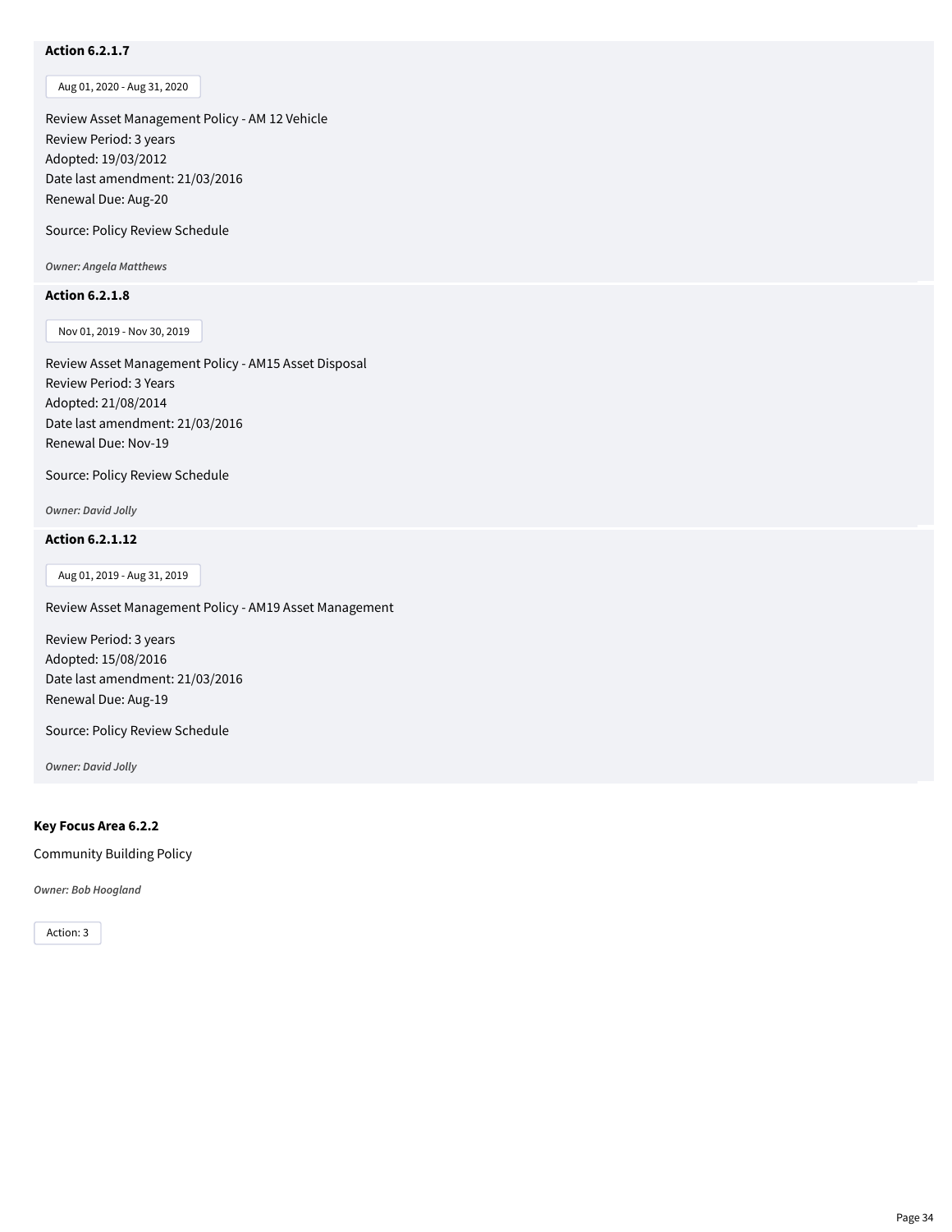### Action 6.2.1.7

Aug 01, 2020 - Aug 31, 2020

Review Asset Management Policy - AM 12 Vehicle
Review Period: 3 years
Adopted: 19/03/2012
Date last amendment: 21/03/2016
Renewal Due: Aug-20

Source: Policy Review Schedule

*Owner: Angela Matthews*

### Action 6.2.1.8

Nov 01, 2019 - Nov 30, 2019

Review Asset Management Policy - AM15 Asset Disposal
Review Period: 3 Years
Adopted: 21/08/2014
Date last amendment: 21/03/2016
Renewal Due: Nov-19

Source: Policy Review Schedule

*Owner: David Jolly*

### Action 6.2.1.12

Aug 01, 2019 - Aug 31, 2019

Review Asset Management Policy - AM19 Asset Management

Review Period: 3 years
Adopted: 15/08/2016
Date last amendment: 21/03/2016
Renewal Due: Aug-19

Source: Policy Review Schedule

*Owner: David Jolly*

## Key Focus Area 6.2.2

Community Building Policy

*Owner: Bob Hoogland*

Action: 3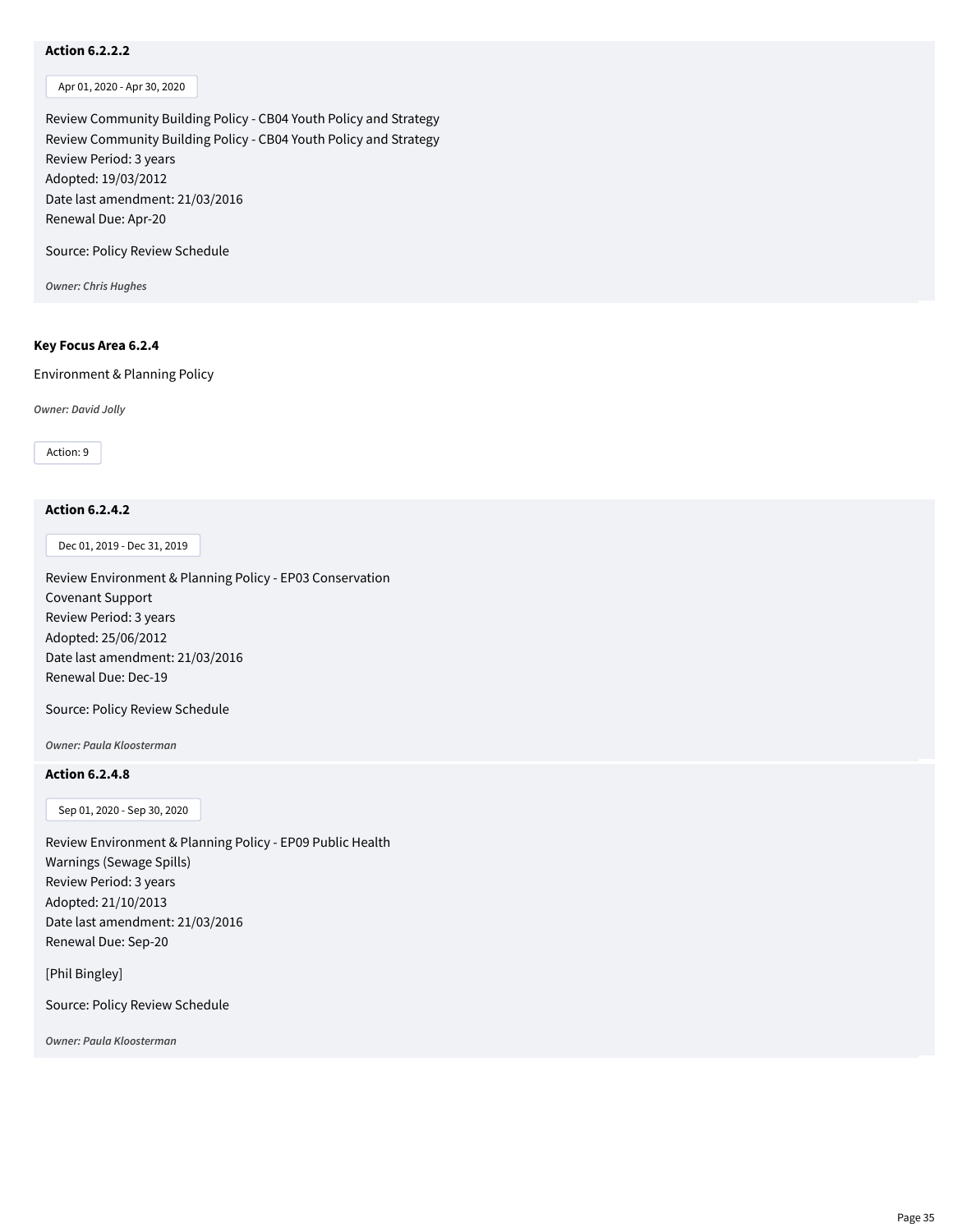**Action 6.2.2.2**

Apr 01, 2020 - Apr 30, 2020

Review Community Building Policy - CB04 Youth Policy and Strategy
Review Community Building Policy - CB04 Youth Policy and Strategy
Review Period: 3 years
Adopted: 19/03/2012
Date last amendment: 21/03/2016
Renewal Due: Apr-20

Source: Policy Review Schedule

*Owner: Chris Hughes*

**Key Focus Area 6.2.4**

Environment & Planning Policy

*Owner: David Jolly*

Action: 9

**Action 6.2.4.2**

Dec 01, 2019 - Dec 31, 2019

Review Environment & Planning Policy - EP03 Conservation Covenant Support
Review Period: 3 years
Adopted: 25/06/2012
Date last amendment: 21/03/2016
Renewal Due: Dec-19

Source: Policy Review Schedule

*Owner: Paula Kloosterman*

**Action 6.2.4.8**

Sep 01, 2020 - Sep 30, 2020

Review Environment & Planning Policy - EP09 Public Health Warnings (Sewage Spills)
Review Period: 3 years
Adopted: 21/10/2013
Date last amendment: 21/03/2016
Renewal Due: Sep-20

[Phil Bingley]

Source: Policy Review Schedule

*Owner: Paula Kloosterman*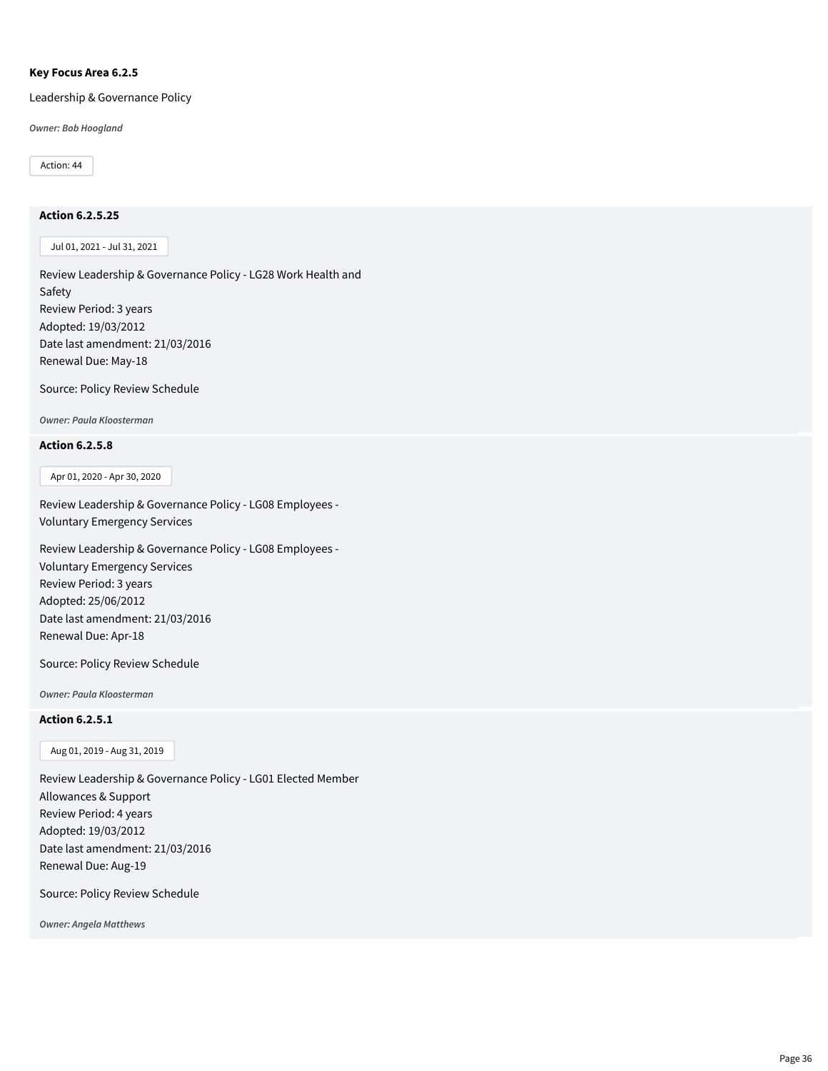**Key Focus Area 6.2.5**

Leadership & Governance Policy

***Owner: Bob Hoogland***

Action: 44

**Action 6.2.5.25**

Jul 01, 2021 - Jul 31, 2021

Review Leadership & Governance Policy - LG28 Work Health and Safety
Review Period: 3 years
Adopted: 19/03/2012
Date last amendment: 21/03/2016
Renewal Due: May-18

Source: Policy Review Schedule

***Owner: Paula Kloosterman***

**Action 6.2.5.8**

Apr 01, 2020 - Apr 30, 2020

Review Leadership & Governance Policy - LG08 Employees - Voluntary Emergency Services

Review Leadership & Governance Policy - LG08 Employees - Voluntary Emergency Services
Review Period: 3 years
Adopted: 25/06/2012
Date last amendment: 21/03/2016
Renewal Due: Apr-18

Source: Policy Review Schedule

***Owner: Paula Kloosterman***

**Action 6.2.5.1**

Aug 01, 2019 - Aug 31, 2019

Review Leadership & Governance Policy - LG01 Elected Member Allowances & Support
Review Period: 4 years
Adopted: 19/03/2012
Date last amendment: 21/03/2016
Renewal Due: Aug-19

Source: Policy Review Schedule

***Owner: Angela Matthews***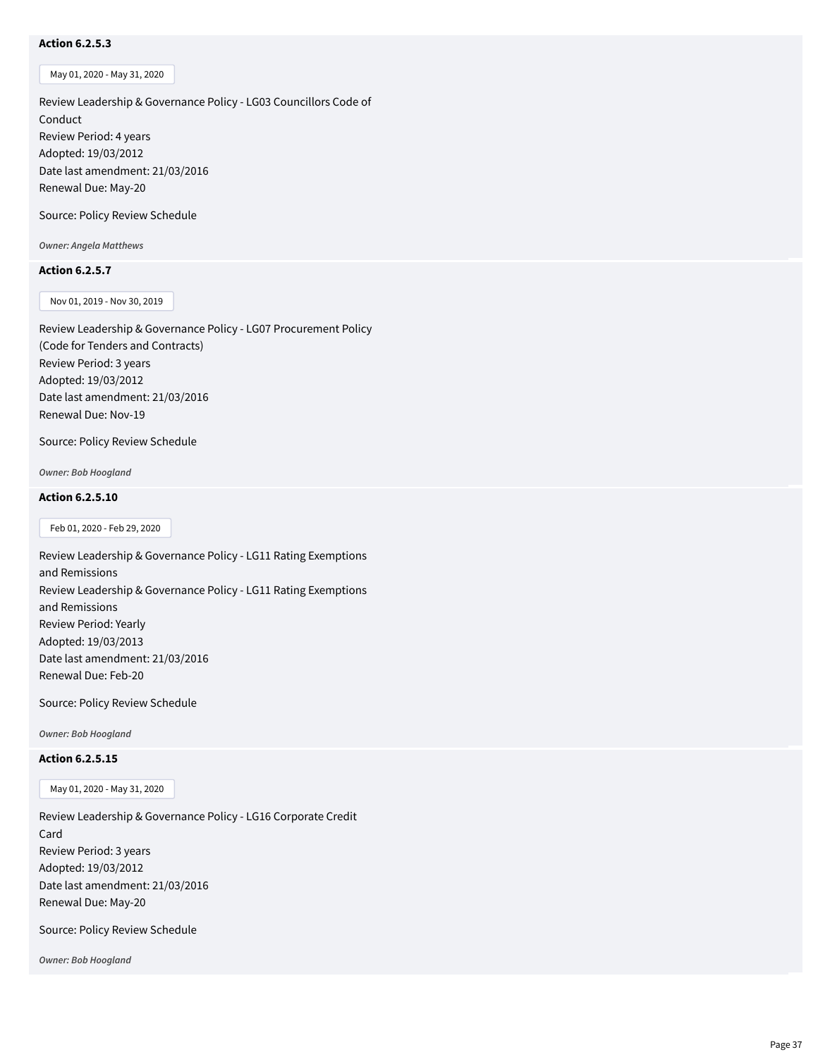**Action 6.2.5.3**

May 01, 2020 - May 31, 2020

Review Leadership & Governance Policy - LG03 Councillors Code of Conduct
Review Period: 4 years
Adopted: 19/03/2012
Date last amendment: 21/03/2016
Renewal Due: May-20

Source: Policy Review Schedule

*Owner: Angela Matthews*

**Action 6.2.5.7**

Nov 01, 2019 - Nov 30, 2019

Review Leadership & Governance Policy - LG07 Procurement Policy (Code for Tenders and Contracts)
Review Period: 3 years
Adopted: 19/03/2012
Date last amendment: 21/03/2016
Renewal Due: Nov-19

Source: Policy Review Schedule

*Owner: Bob Hoogland*

**Action 6.2.5.10**

Feb 01, 2020 - Feb 29, 2020

Review Leadership & Governance Policy - LG11 Rating Exemptions and Remissions
Review Leadership & Governance Policy - LG11 Rating Exemptions and Remissions
Review Period: Yearly
Adopted: 19/03/2013
Date last amendment: 21/03/2016
Renewal Due: Feb-20

Source: Policy Review Schedule

*Owner: Bob Hoogland*

**Action 6.2.5.15**

May 01, 2020 - May 31, 2020

Review Leadership & Governance Policy - LG16 Corporate Credit Card
Review Period: 3 years
Adopted: 19/03/2012
Date last amendment: 21/03/2016
Renewal Due: May-20

Source: Policy Review Schedule

*Owner: Bob Hoogland*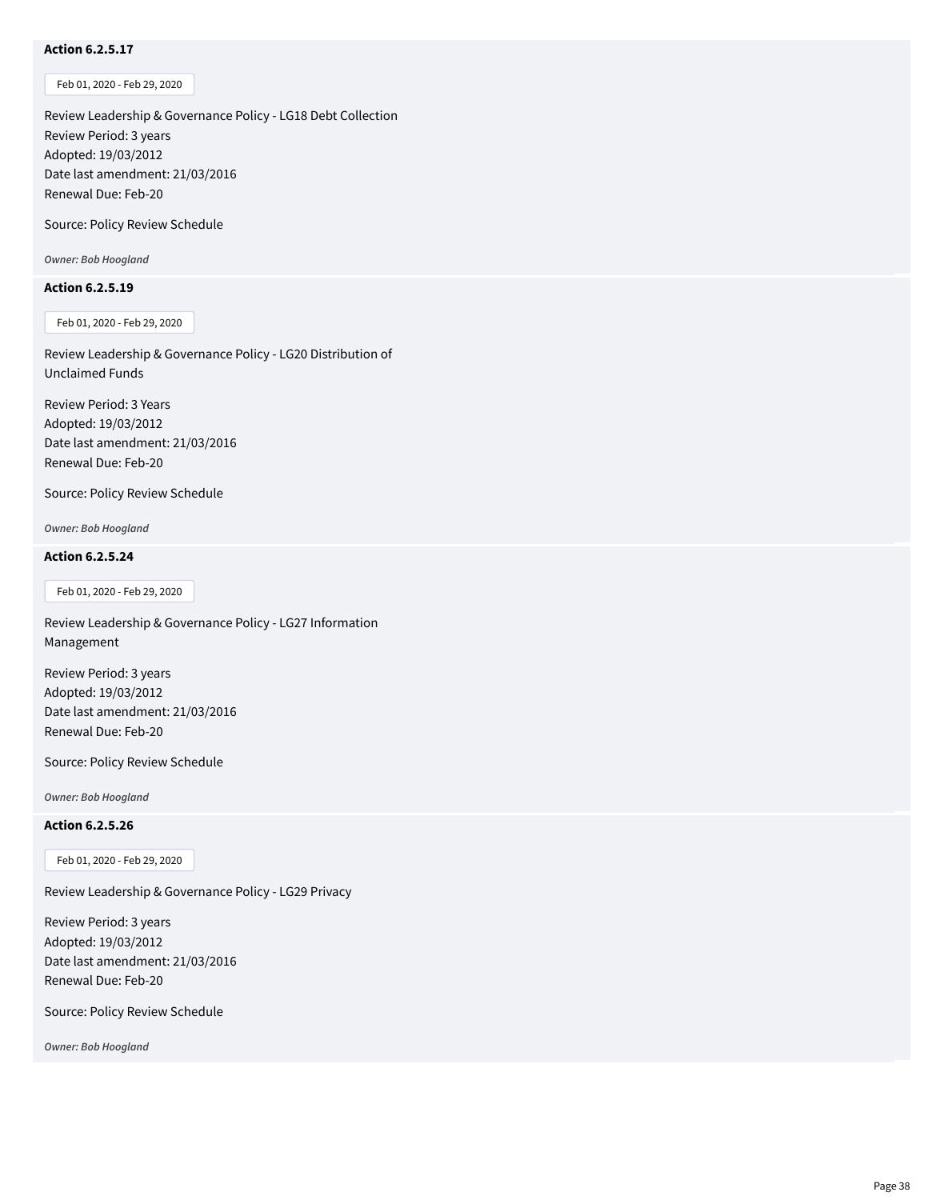**Action 6.2.5.17**

Feb 01, 2020 - Feb 29, 2020

Review Leadership & Governance Policy - LG18 Debt Collection
Review Period: 3 years
Adopted: 19/03/2012
Date last amendment: 21/03/2016
Renewal Due: Feb-20

Source: Policy Review Schedule

***Owner: Bob Hoogland***

**Action 6.2.5.19**

Feb 01, 2020 - Feb 29, 2020

Review Leadership & Governance Policy - LG20 Distribution of Unclaimed Funds

Review Period: 3 Years
Adopted: 19/03/2012
Date last amendment: 21/03/2016
Renewal Due: Feb-20

Source: Policy Review Schedule

***Owner: Bob Hoogland***

**Action 6.2.5.24**

Feb 01, 2020 - Feb 29, 2020

Review Leadership & Governance Policy - LG27 Information Management

Review Period: 3 years
Adopted: 19/03/2012
Date last amendment: 21/03/2016
Renewal Due: Feb-20

Source: Policy Review Schedule

***Owner: Bob Hoogland***

**Action 6.2.5.26**

Feb 01, 2020 - Feb 29, 2020

Review Leadership & Governance Policy - LG29 Privacy

Review Period: 3 years
Adopted: 19/03/2012
Date last amendment: 21/03/2016
Renewal Due: Feb-20

Source: Policy Review Schedule

***Owner: Bob Hoogland***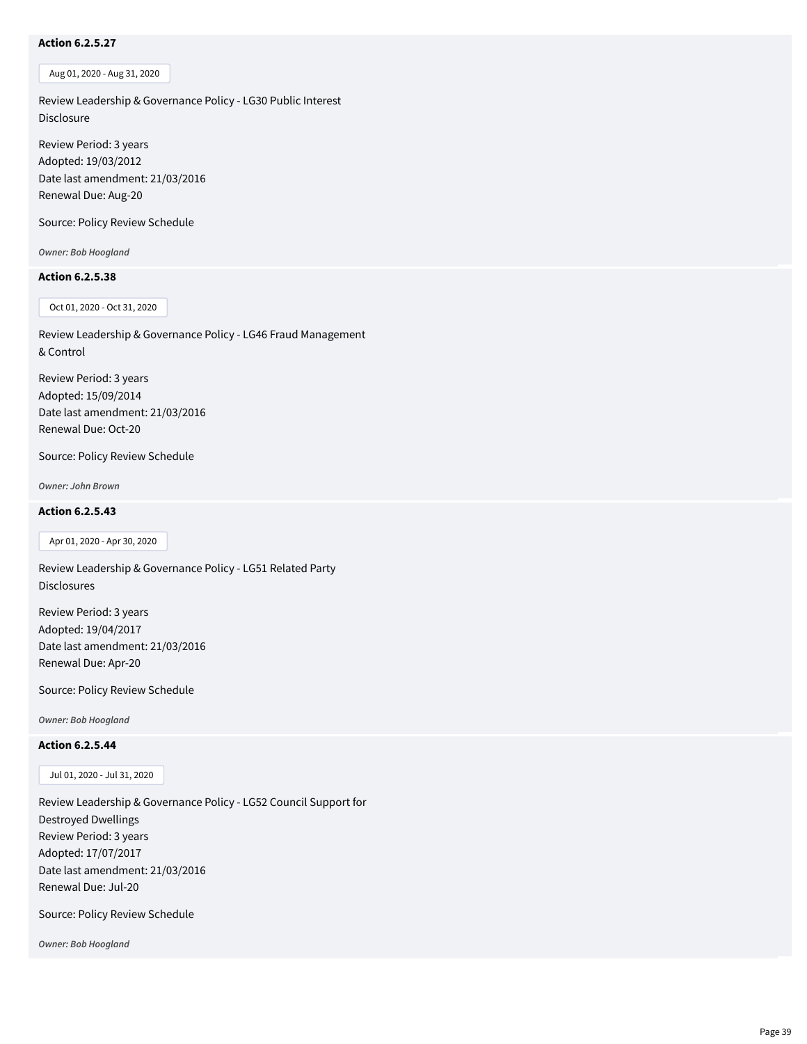**Action 6.2.5.27**

Aug 01, 2020 - Aug 31, 2020

Review Leadership & Governance Policy - LG30 Public Interest Disclosure

Review Period: 3 years
Adopted: 19/03/2012
Date last amendment: 21/03/2016
Renewal Due: Aug-20

Source: Policy Review Schedule

***Owner: Bob Hoogland***

**Action 6.2.5.38**

Oct 01, 2020 - Oct 31, 2020

Review Leadership & Governance Policy - LG46 Fraud Management & Control

Review Period: 3 years
Adopted: 15/09/2014
Date last amendment: 21/03/2016
Renewal Due: Oct-20

Source: Policy Review Schedule

***Owner: John Brown***

**Action 6.2.5.43**

Apr 01, 2020 - Apr 30, 2020

Review Leadership & Governance Policy - LG51 Related Party Disclosures

Review Period: 3 years
Adopted: 19/04/2017
Date last amendment: 21/03/2016
Renewal Due: Apr-20

Source: Policy Review Schedule

***Owner: Bob Hoogland***

**Action 6.2.5.44**

Jul 01, 2020 - Jul 31, 2020

Review Leadership & Governance Policy - LG52 Council Support for Destroyed Dwellings
Review Period: 3 years
Adopted: 17/07/2017
Date last amendment: 21/03/2016
Renewal Due: Jul-20

Source: Policy Review Schedule

***Owner: Bob Hoogland***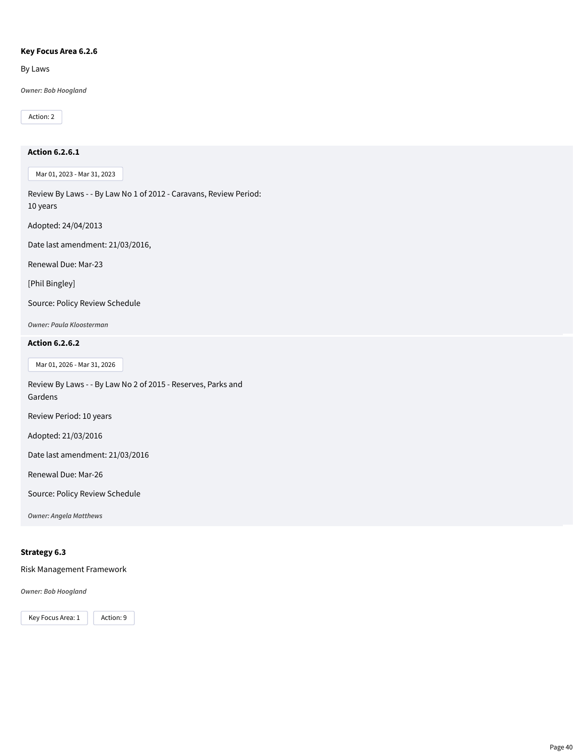**Key Focus Area 6.2.6**

By Laws

*Owner: Bob Hoogland*

Action: 2

**Action 6.2.6.1**

Mar 01, 2023 - Mar 31, 2023

Review By Laws - - By Law No 1 of 2012 - Caravans, Review Period: 10 years

Adopted: 24/04/2013

Date last amendment: 21/03/2016,

Renewal Due: Mar-23

[Phil Bingley]

Source: Policy Review Schedule

*Owner: Paula Kloosterman*

**Action 6.2.6.2**

Mar 01, 2026 - Mar 31, 2026

Review By Laws - - By Law No 2 of 2015 - Reserves, Parks and Gardens

Review Period: 10 years

Adopted: 21/03/2016

Date last amendment: 21/03/2016

Renewal Due: Mar-26

Source: Policy Review Schedule

*Owner: Angela Matthews*

**Strategy 6.3**

Risk Management Framework

*Owner: Bob Hoogland*

Key Focus Area: 1 Action: 9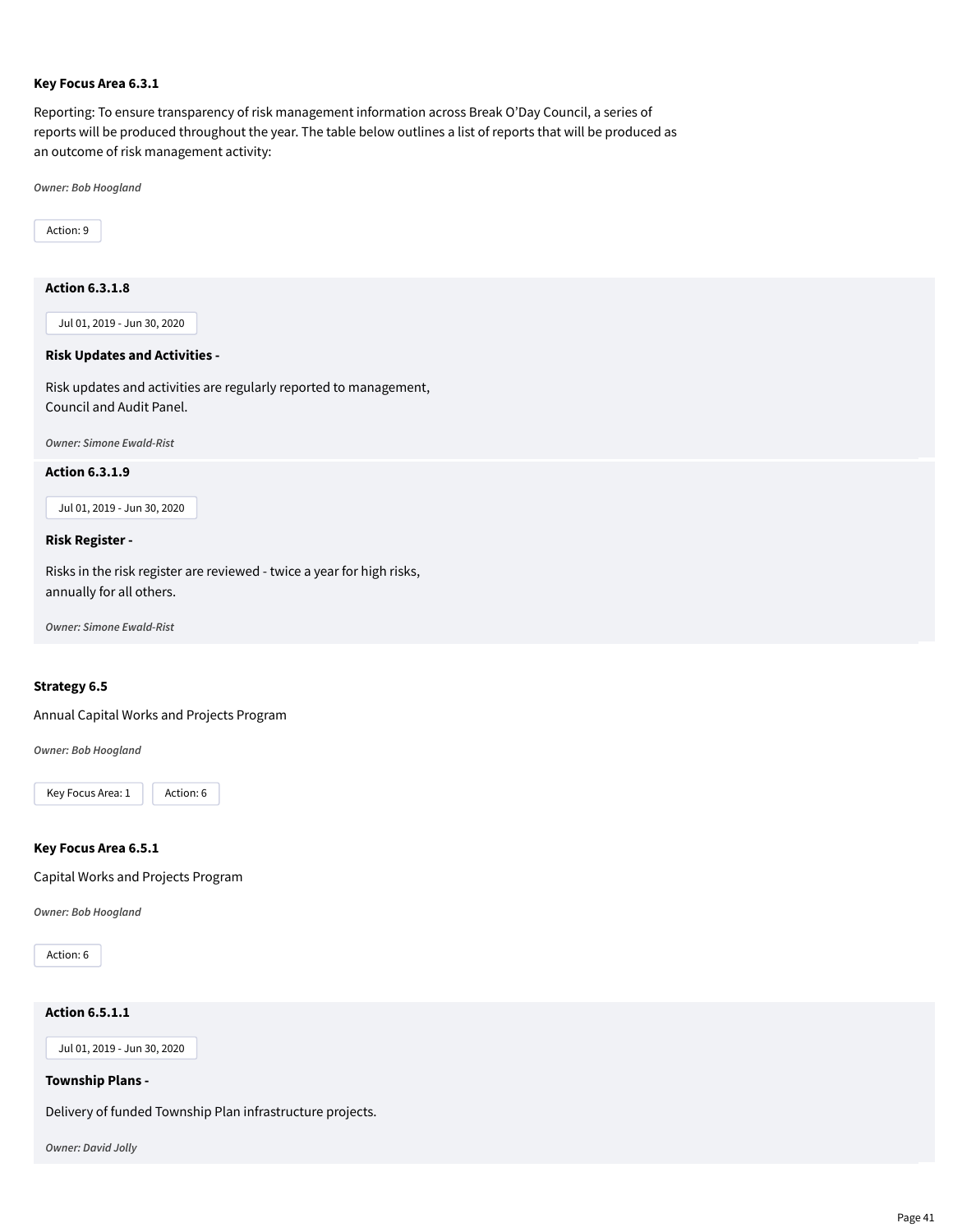**Key Focus Area 6.3.1**

Reporting: To ensure transparency of risk management information across Break O'Day Council, a series of reports will be produced throughout the year. The table below outlines a list of reports that will be produced as an outcome of risk management activity:

*Owner: Bob Hoogland*

Action: 9

**Action 6.3.1.8**

Jul 01, 2019 - Jun 30, 2020

**Risk Updates and Activities -**

Risk updates and activities are regularly reported to management, Council and Audit Panel.

*Owner: Simone Ewald-Rist*

**Action 6.3.1.9**

Jul 01, 2019 - Jun 30, 2020

**Risk Register -**

Risks in the risk register are reviewed - twice a year for high risks, annually for all others.

*Owner: Simone Ewald-Rist*

**Strategy 6.5**

Annual Capital Works and Projects Program

*Owner: Bob Hoogland*

Key Focus Area: 1 Action: 6

**Key Focus Area 6.5.1**

Capital Works and Projects Program

*Owner: Bob Hoogland*

Action: 6

**Action 6.5.1.1**

Jul 01, 2019 - Jun 30, 2020

**Township Plans -**

Delivery of funded Township Plan infrastructure projects.

*Owner: David Jolly*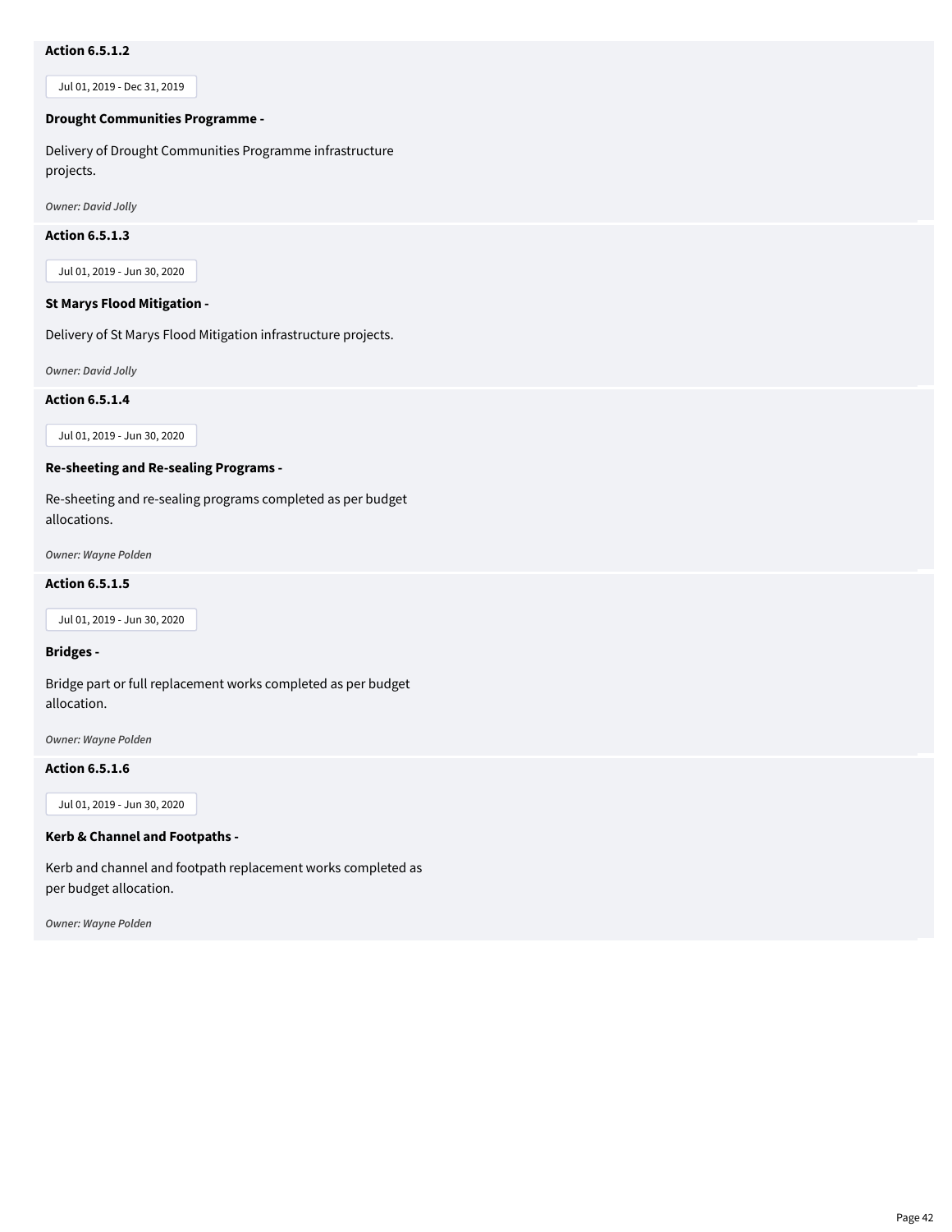**Action 6.5.1.2**

Jul 01, 2019 - Dec 31, 2019

**Drought Communities Programme -**

Delivery of Drought Communities Programme infrastructure projects.

*Owner: David Jolly*

**Action 6.5.1.3**

Jul 01, 2019 - Jun 30, 2020

**St Marys Flood Mitigation -**

Delivery of St Marys Flood Mitigation infrastructure projects.

*Owner: David Jolly*

**Action 6.5.1.4**

Jul 01, 2019 - Jun 30, 2020

**Re-sheeting and Re-sealing Programs -**

Re-sheeting and re-sealing programs completed as per budget allocations.

*Owner: Wayne Polden*

**Action 6.5.1.5**

Jul 01, 2019 - Jun 30, 2020

**Bridges -**

Bridge part or full replacement works completed as per budget allocation.

*Owner: Wayne Polden*

**Action 6.5.1.6**

Jul 01, 2019 - Jun 30, 2020

**Kerb & Channel and Footpaths -**

Kerb and channel and footpath replacement works completed as per budget allocation.

*Owner: Wayne Polden*